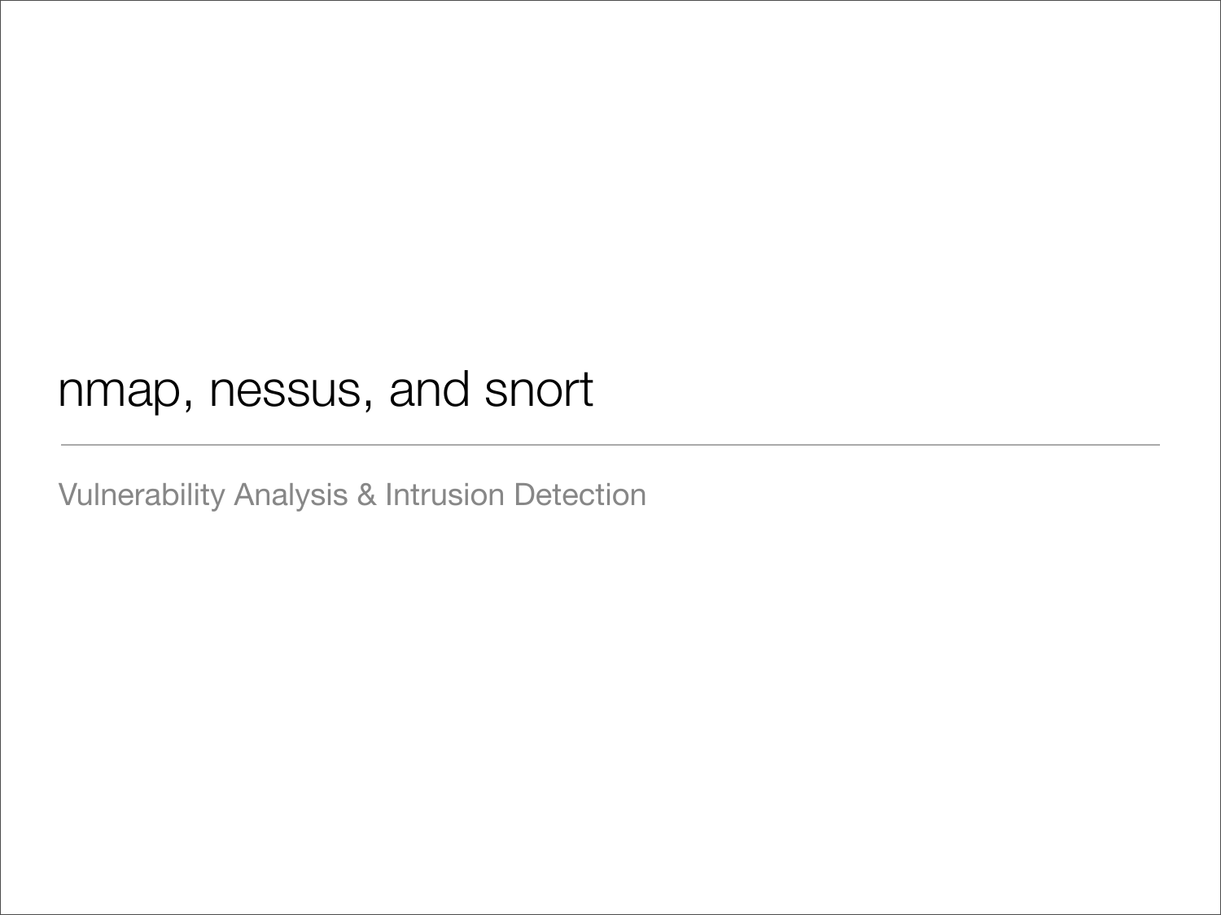# nmap, nessus, and snort

Vulnerability Analysis & Intrusion Detection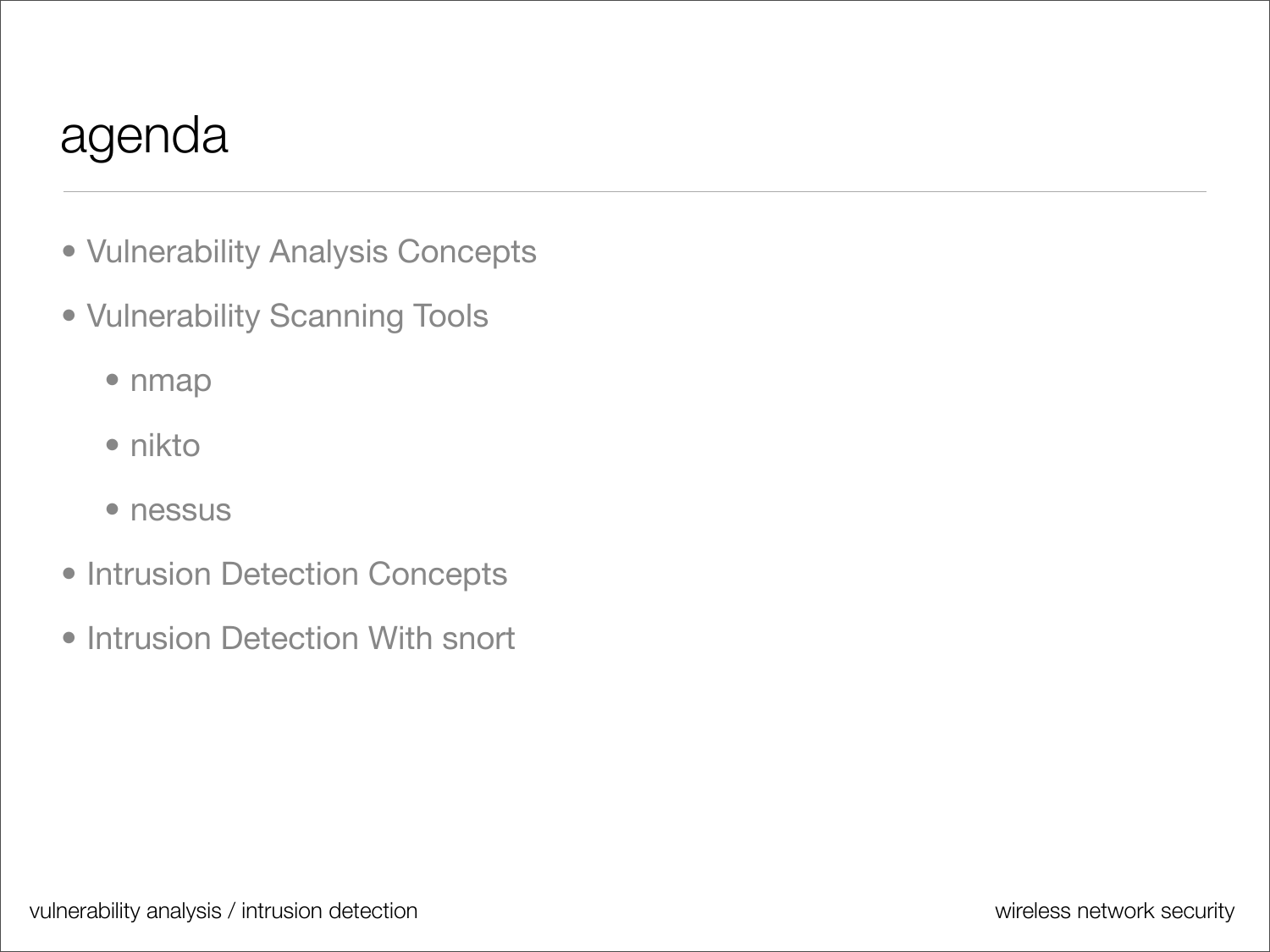# agenda

- Vulnerability Analysis Concepts
- Vulnerability Scanning Tools
  - nmap
  - nikto
  - nessus
- Intrusion Detection Concepts
- Intrusion Detection With snort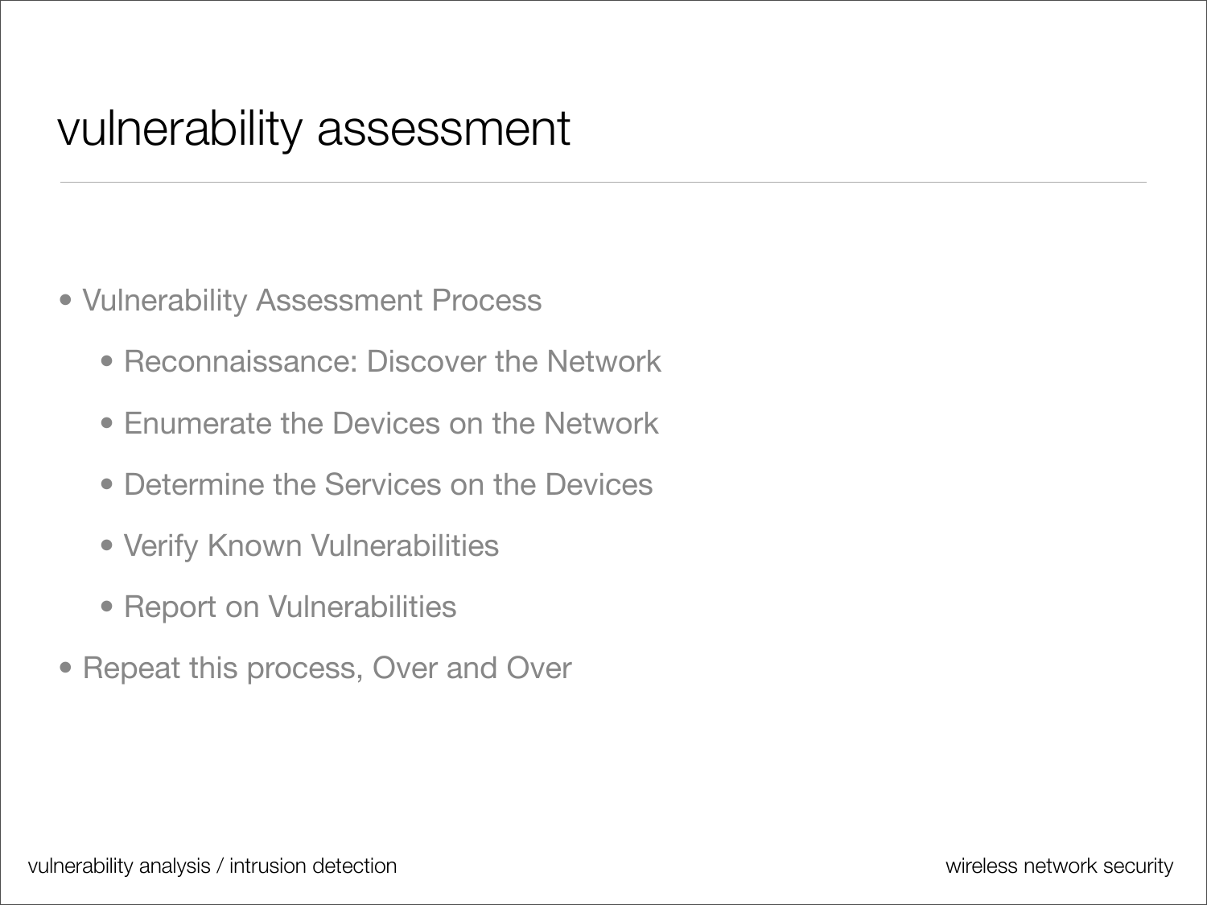# vulnerability assessment

- Vulnerability Assessment Process
  - Reconnaissance: Discover the Network
  - Enumerate the Devices on the Network
  - Determine the Services on the Devices
  - Verify Known Vulnerabilities
  - Report on Vulnerabilities
- Repeat this process, Over and Over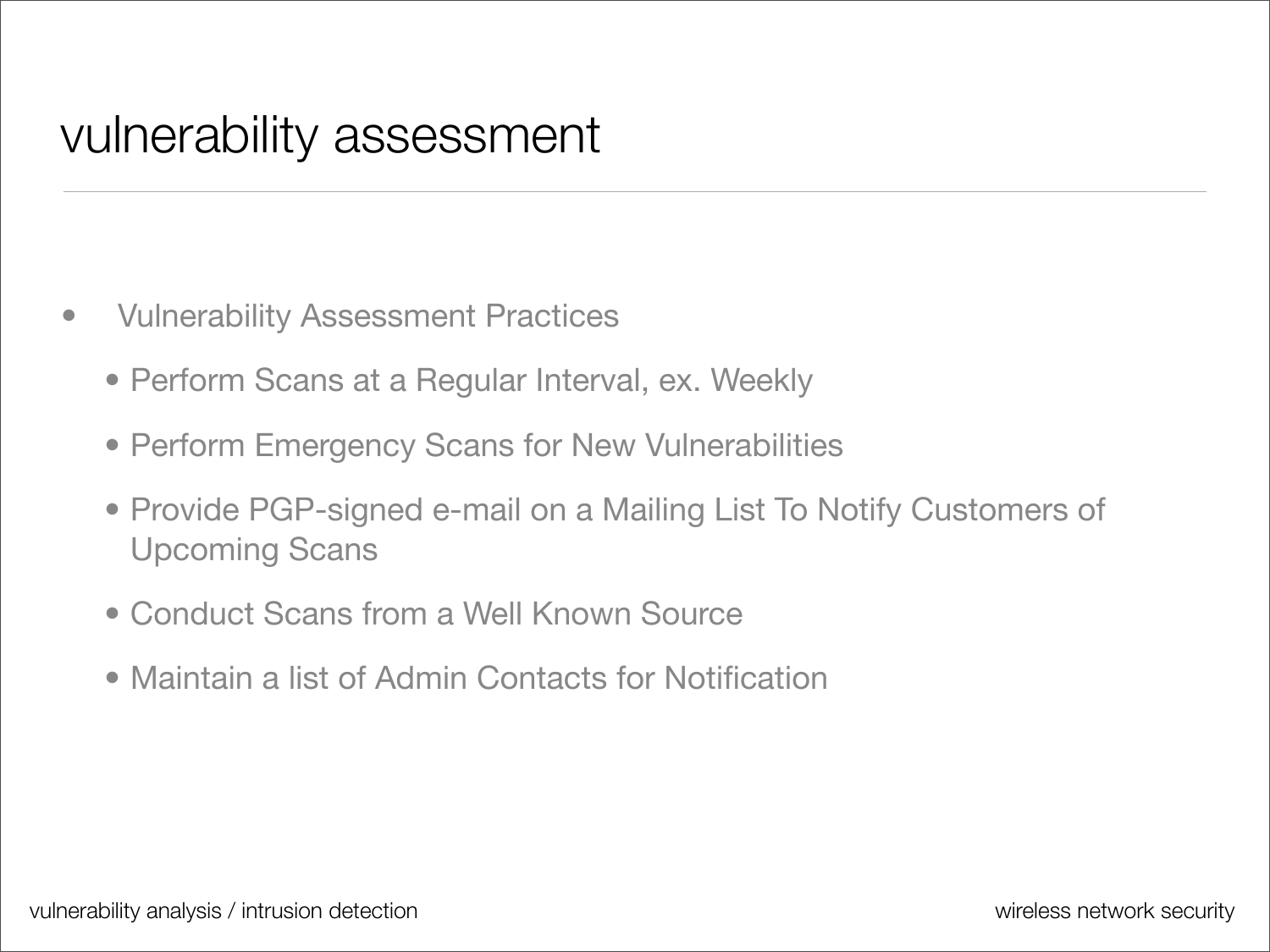# vulnerability assessment

- Vulnerability Assessment Practices
  - Perform Scans at a Regular Interval, ex. Weekly
  - Perform Emergency Scans for New Vulnerabilities
  - Provide PGP-signed e-mail on a Mailing List To Notify Customers of Upcoming Scans
  - Conduct Scans from a Well Known Source
  - Maintain a list of Admin Contacts for Notification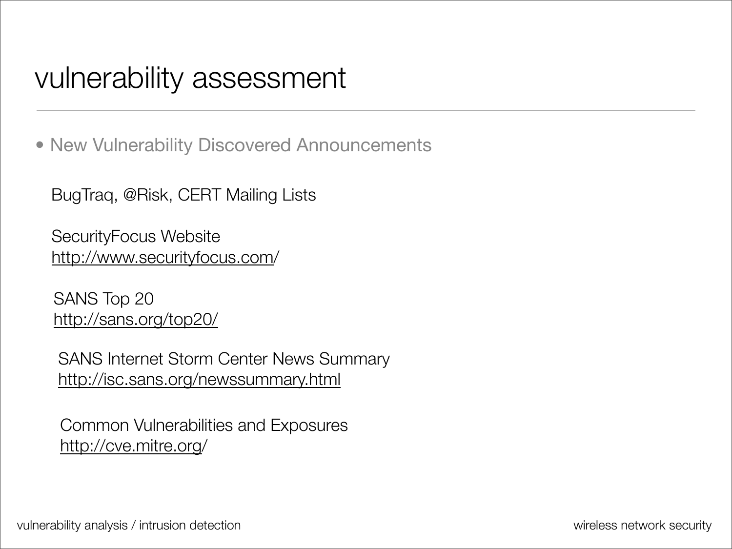# vulnerability assessment

- New Vulnerability Discovered Announcements

BugTraq, @Risk, CERT Mailing Lists

SecurityFocus Website
http://www.securityfocus.com/

SANS Top 20
http://sans.org/top20/

SANS Internet Storm Center News Summary
http://isc.sans.org/newssummary.html

Common Vulnerabilities and Exposures
http://cve.mitre.org/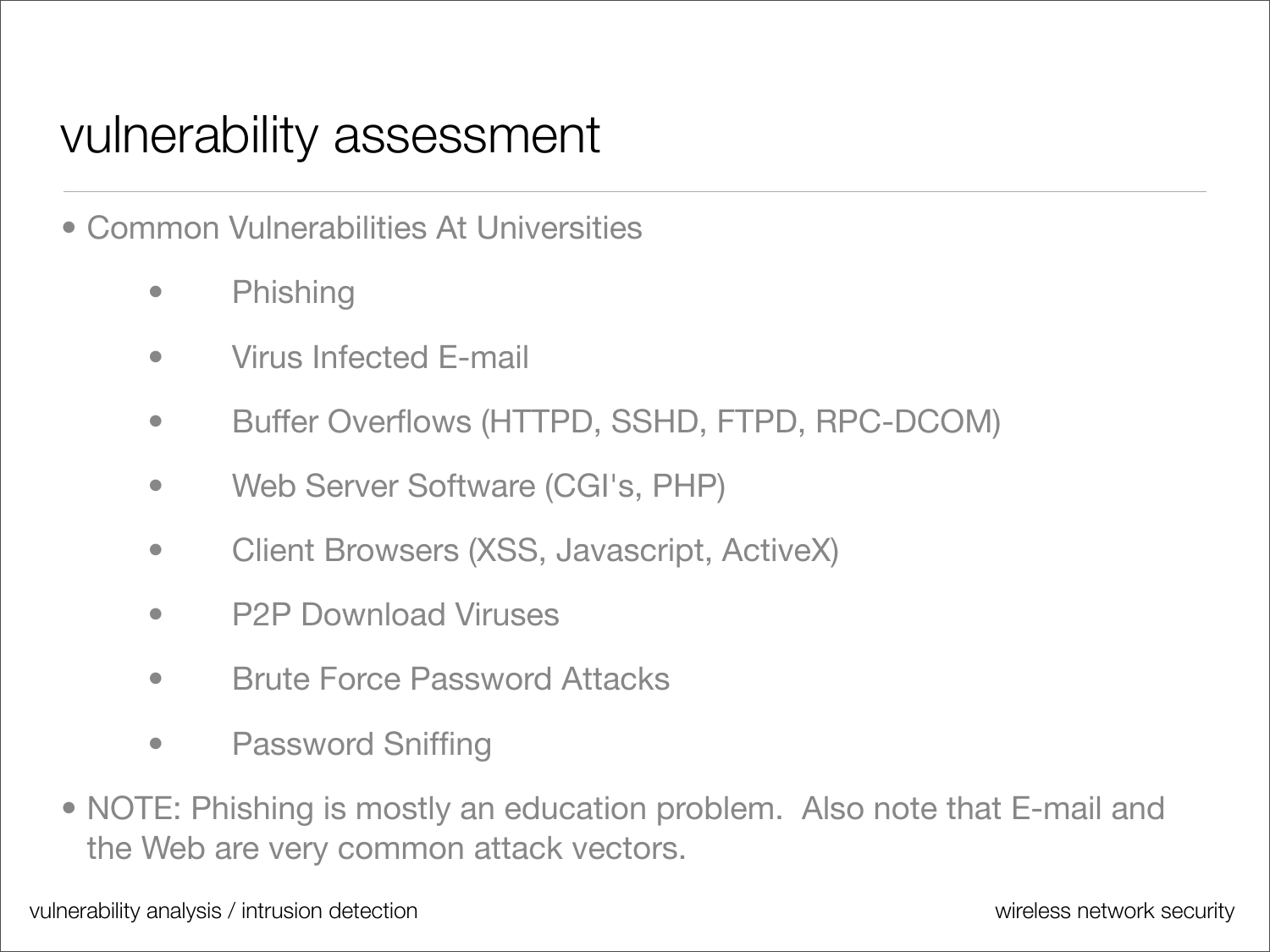# vulnerability assessment

- Common Vulnerabilities At Universities
  - Phishing
  - Virus Infected E-mail
  - Buffer Overflows (HTTPD, SSHD, FTPD, RPC-DCOM)
  - Web Server Software (CGI's, PHP)
  - Client Browsers (XSS, Javascript, ActiveX)
  - P2P Download Viruses
  - Brute Force Password Attacks
  - Password Sniffing
- NOTE: Phishing is mostly an education problem. Also note that E-mail and the Web are very common attack vectors.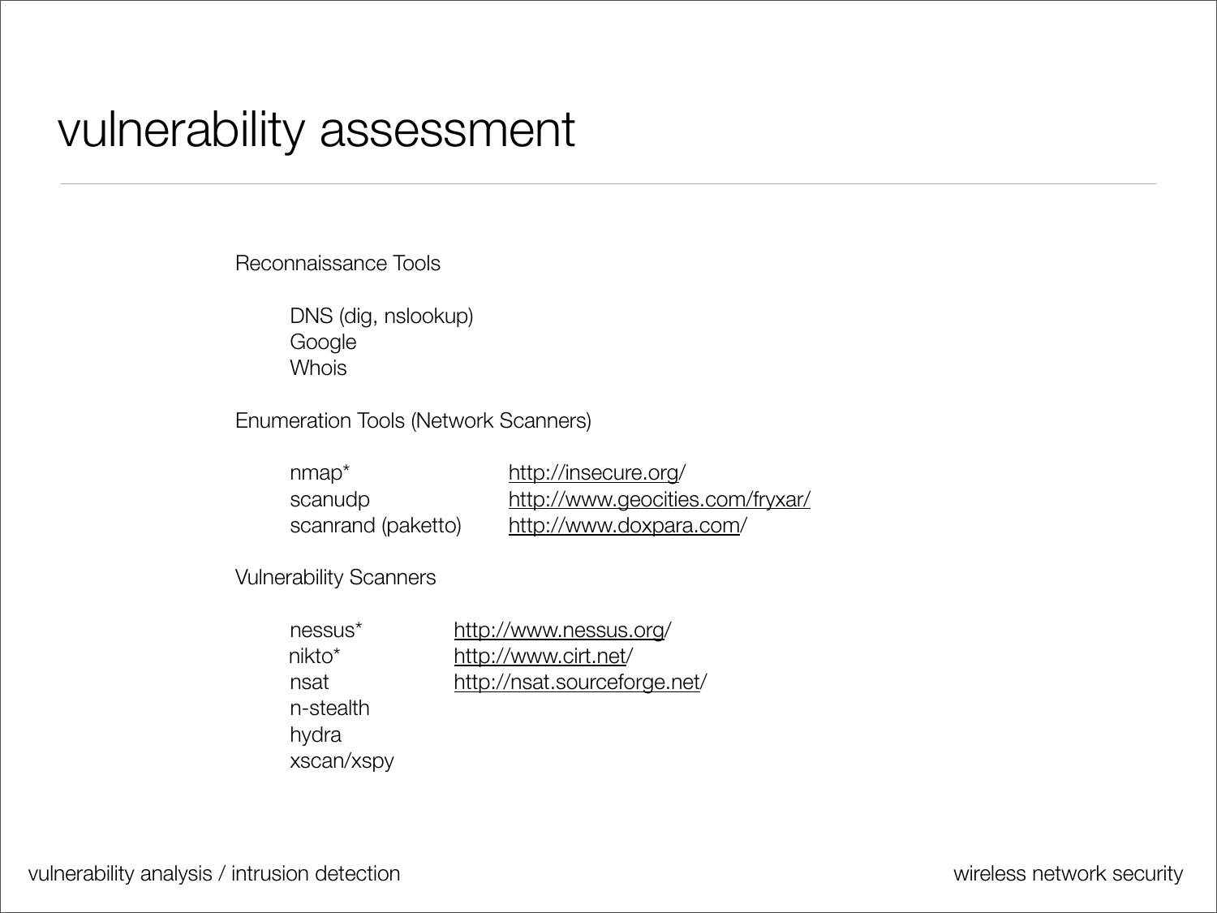# vulnerability assessment

Reconnaissance Tools

- DNS (dig, nslookup)
- Google
- Whois

Enumeration Tools (Network Scanners)

| | |
|---|---|
| nmap* | http://insecure.org/ |
| scanudp | http://www.geocities.com/fryxar/ |
| scanrand (paketto) | http://www.doxpara.com/ |

Vulnerability Scanners

| | |
|---|---|
| nessus* | http://www.nessus.org/ |
| nikto* | http://www.cirt.net/ |
| nsat | http://nsat.sourceforge.net/ |
| n-stealth | |
| hydra | |
| xscan/xspy | |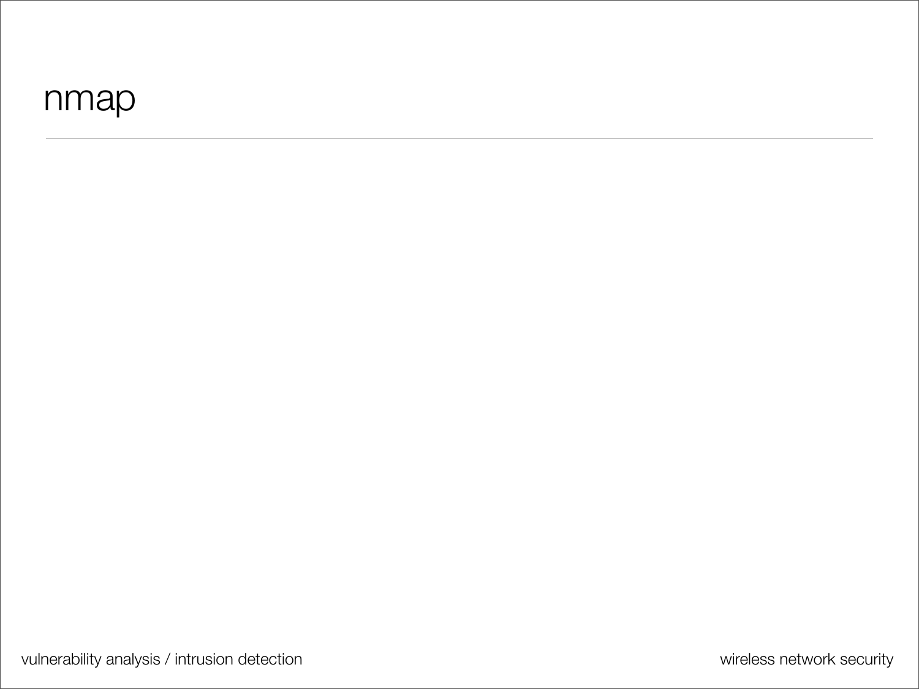# nmap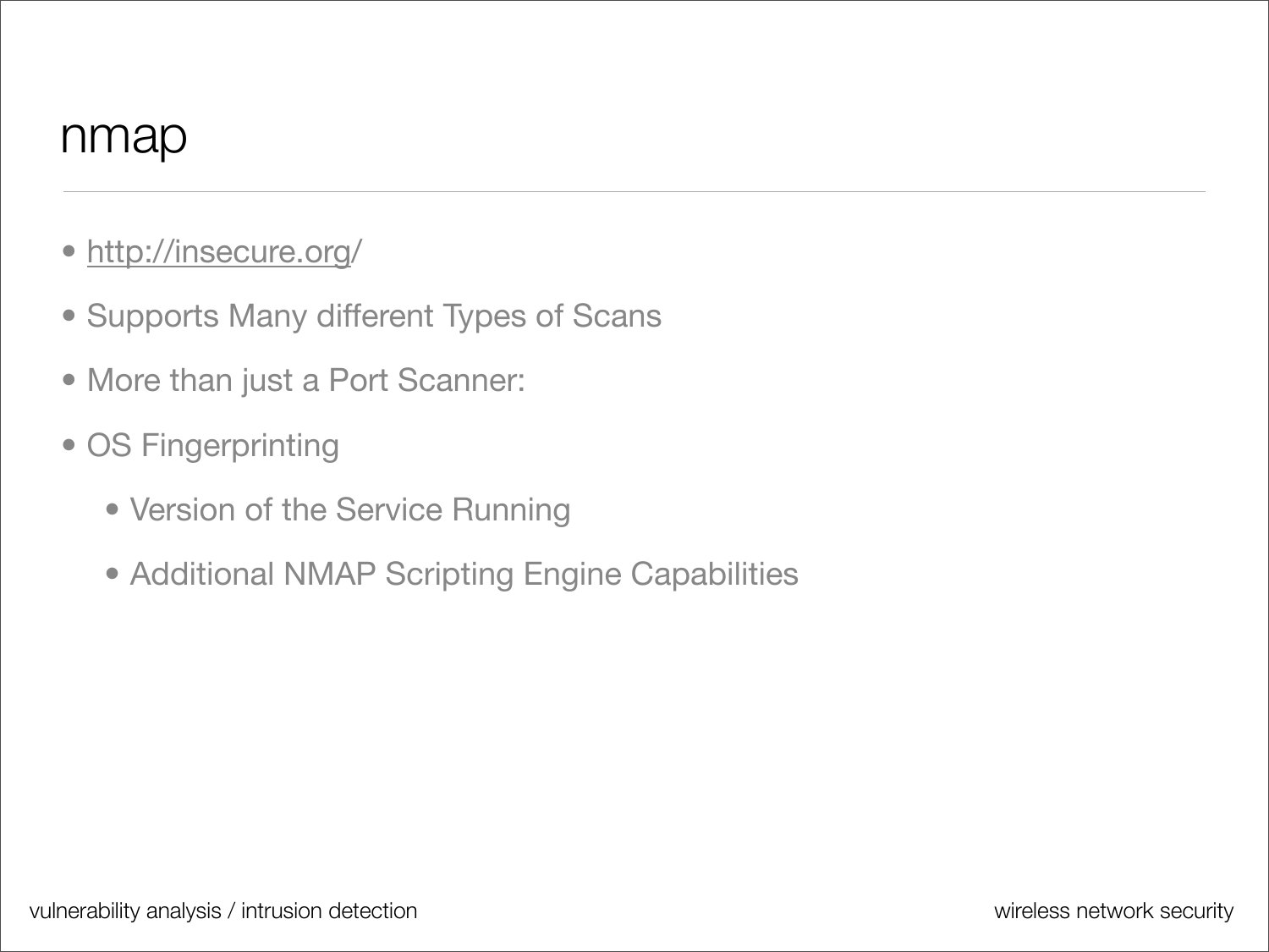# nmap

- http://insecure.org/
- Supports Many different Types of Scans
- More than just a Port Scanner:
- OS Fingerprinting
  - Version of the Service Running
  - Additional NMAP Scripting Engine Capabilities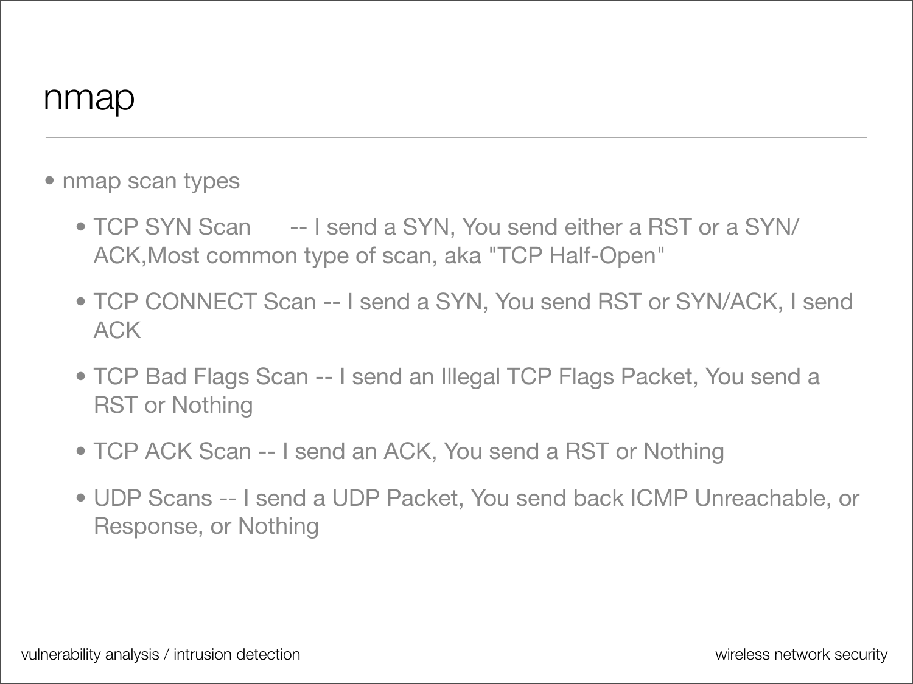# nmap

- nmap scan types
  - TCP SYN Scan -- I send a SYN, You send either a RST or a SYN/ACK,Most common type of scan, aka "TCP Half-Open"
  - TCP CONNECT Scan -- I send a SYN, You send RST or SYN/ACK, I send ACK
  - TCP Bad Flags Scan -- I send an Illegal TCP Flags Packet, You send a RST or Nothing
  - TCP ACK Scan -- I send an ACK, You send a RST or Nothing
  - UDP Scans -- I send a UDP Packet, You send back ICMP Unreachable, or Response, or Nothing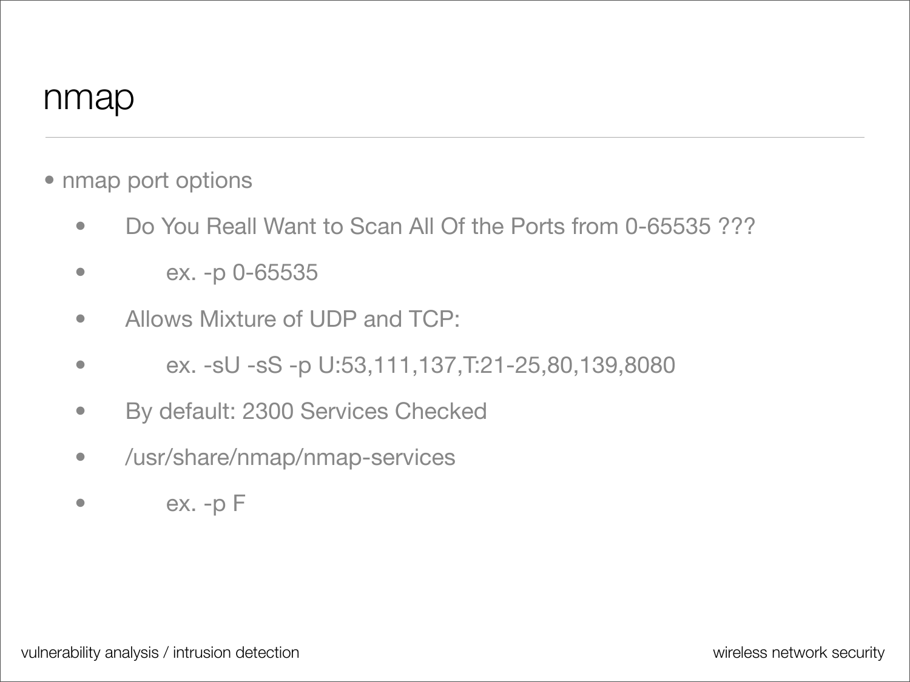# nmap

- nmap port options
  - Do You Reall Want to Scan All Of the Ports from 0-65535 ???
  - ex. -p 0-65535
  - Allows Mixture of UDP and TCP:
  - ex. -sU -sS -p U:53,111,137,T:21-25,80,139,8080
  - By default: 2300 Services Checked
  - /usr/share/nmap/nmap-services
  - ex. -p F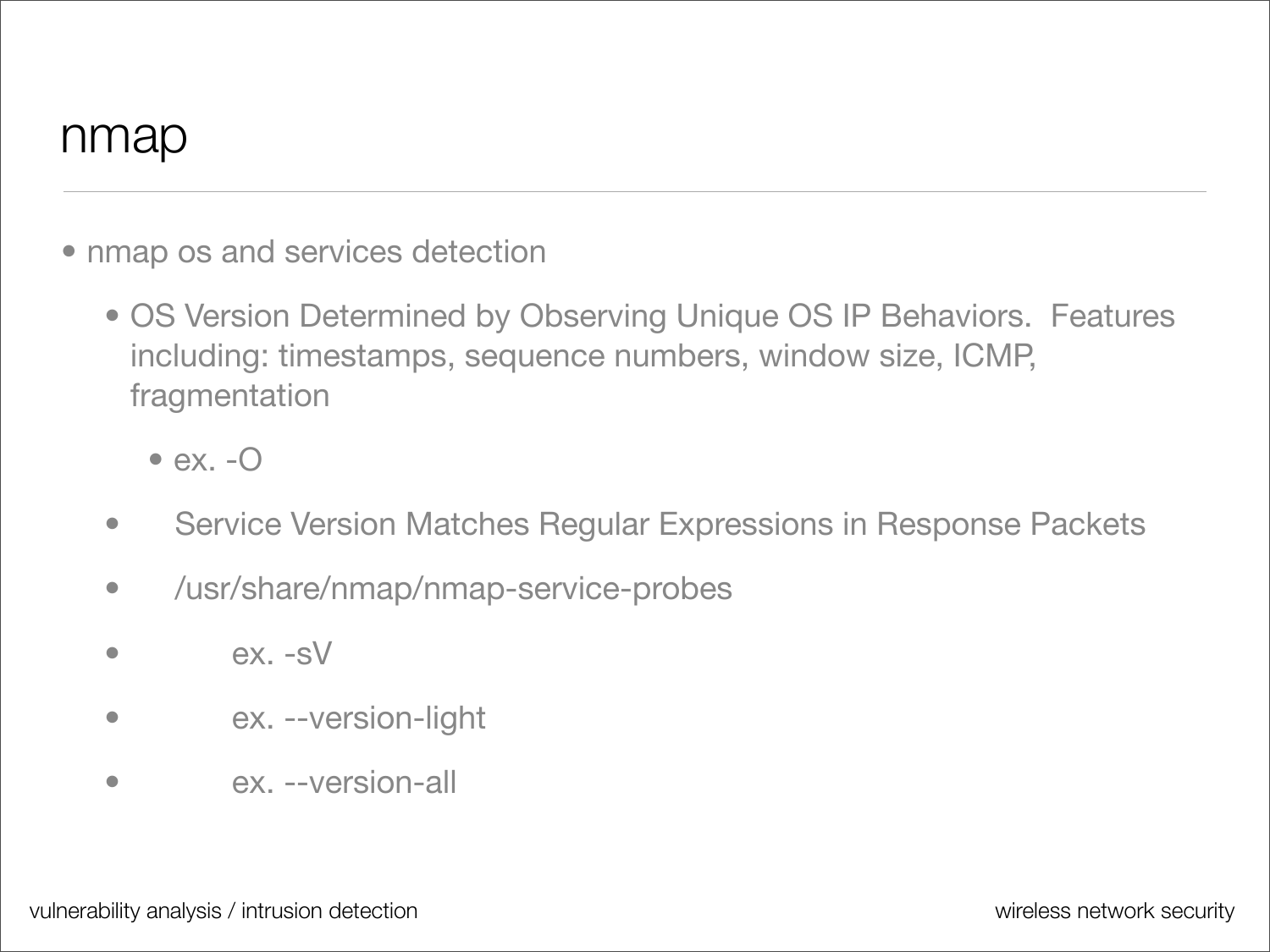# nmap

- nmap os and services detection
  - OS Version Determined by Observing Unique OS IP Behaviors. Features including: timestamps, sequence numbers, window size, ICMP, fragmentation
    - ex. -O
  - Service Version Matches Regular Expressions in Response Packets
  - /usr/share/nmap/nmap-service-probes
  - ex. -sV
  - ex. --version-light
  - ex. --version-all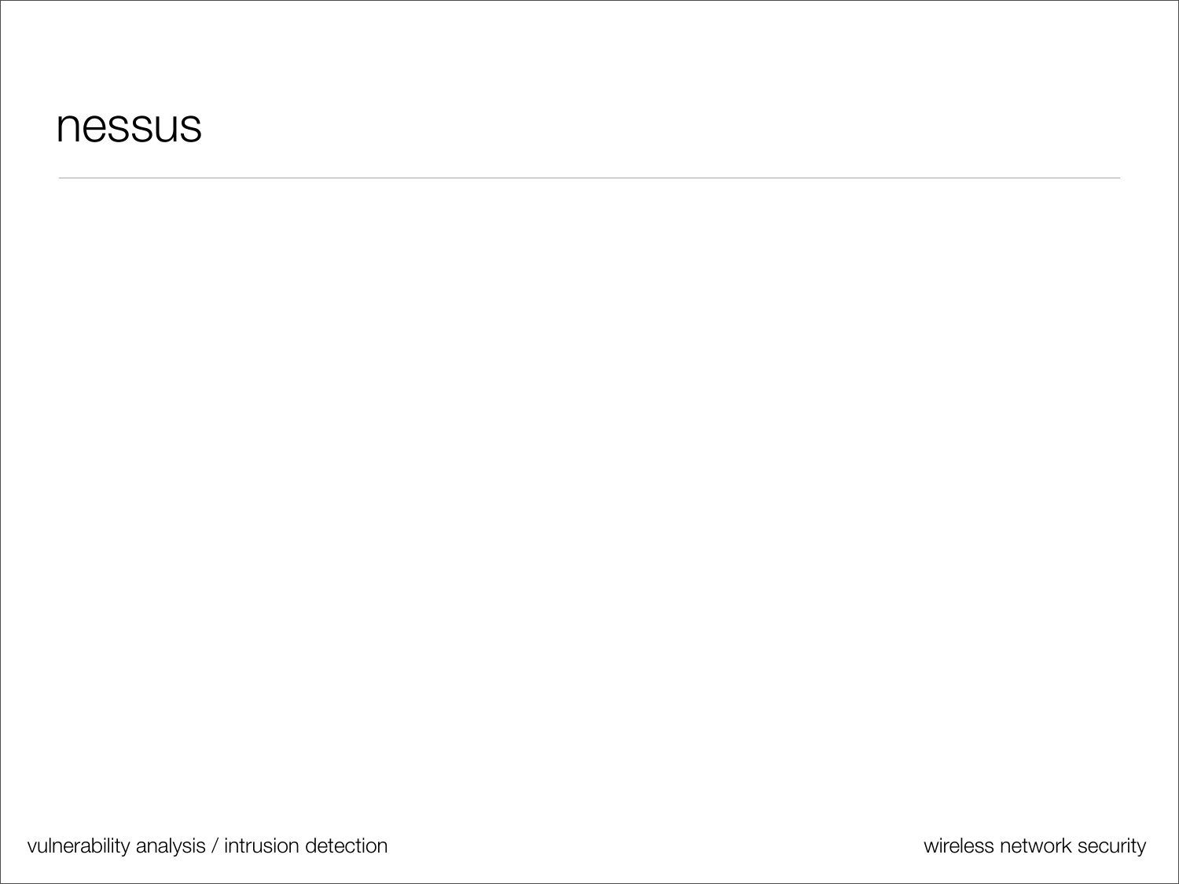# nessus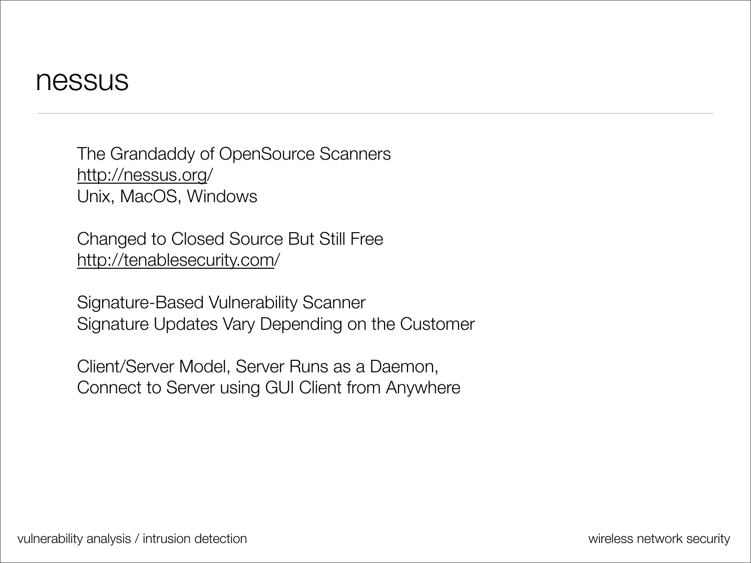# nessus

The Grandaddy of OpenSource Scanners
http://nessus.org/
Unix, MacOS, Windows

Changed to Closed Source But Still Free
http://tenablesecurity.com/

Signature-Based Vulnerability Scanner
Signature Updates Vary Depending on the Customer

Client/Server Model, Server Runs as a Daemon,
Connect to Server using GUI Client from Anywhere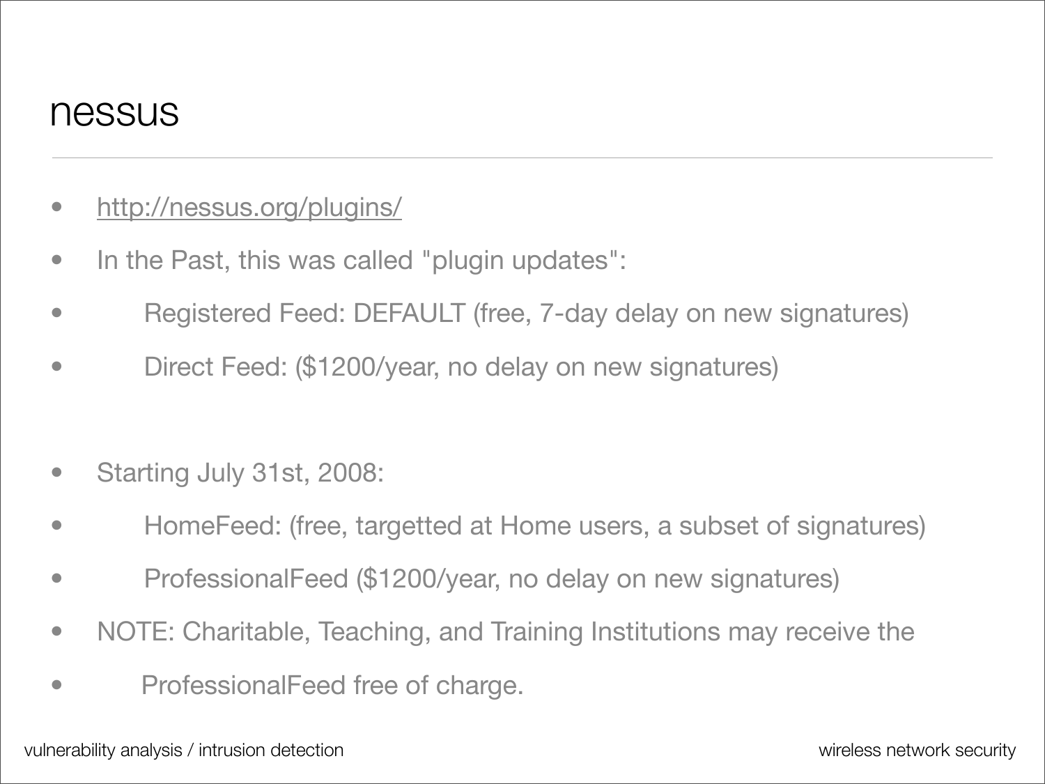# nessus

- http://nessus.org/plugins/
- In the Past, this was called "plugin updates":
  - Registered Feed: DEFAULT (free, 7-day delay on new signatures)
  - Direct Feed: ($1200/year, no delay on new signatures)

- Starting July 31st, 2008:
  - HomeFeed: (free, targetted at Home users, a subset of signatures)
  - ProfessionalFeed ($1200/year, no delay on new signatures)
- NOTE: Charitable, Teaching, and Training Institutions may receive the
  - ProfessionalFeed free of charge.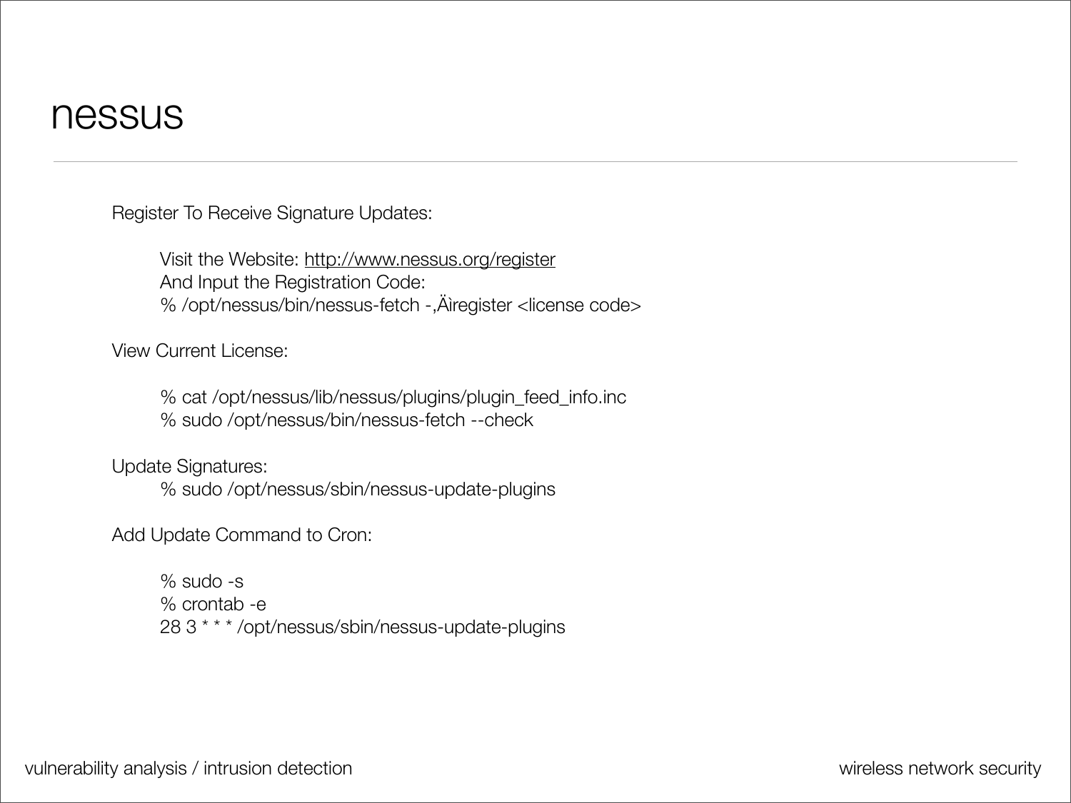# nessus

Register To Receive Signature Updates:

Visit the Website: http://www.nessus.org/register
And Input the Registration Code:

```
% /opt/nessus/bin/nessus-fetch -‚Äìregister <license code>
```

View Current License:

```
% cat /opt/nessus/lib/nessus/plugins/plugin_feed_info.inc
% sudo /opt/nessus/bin/nessus-fetch --check
```

Update Signatures:

```
% sudo /opt/nessus/sbin/nessus-update-plugins
```

Add Update Command to Cron:

```
% sudo -s
% crontab -e
28 3 * * * /opt/nessus/sbin/nessus-update-plugins
```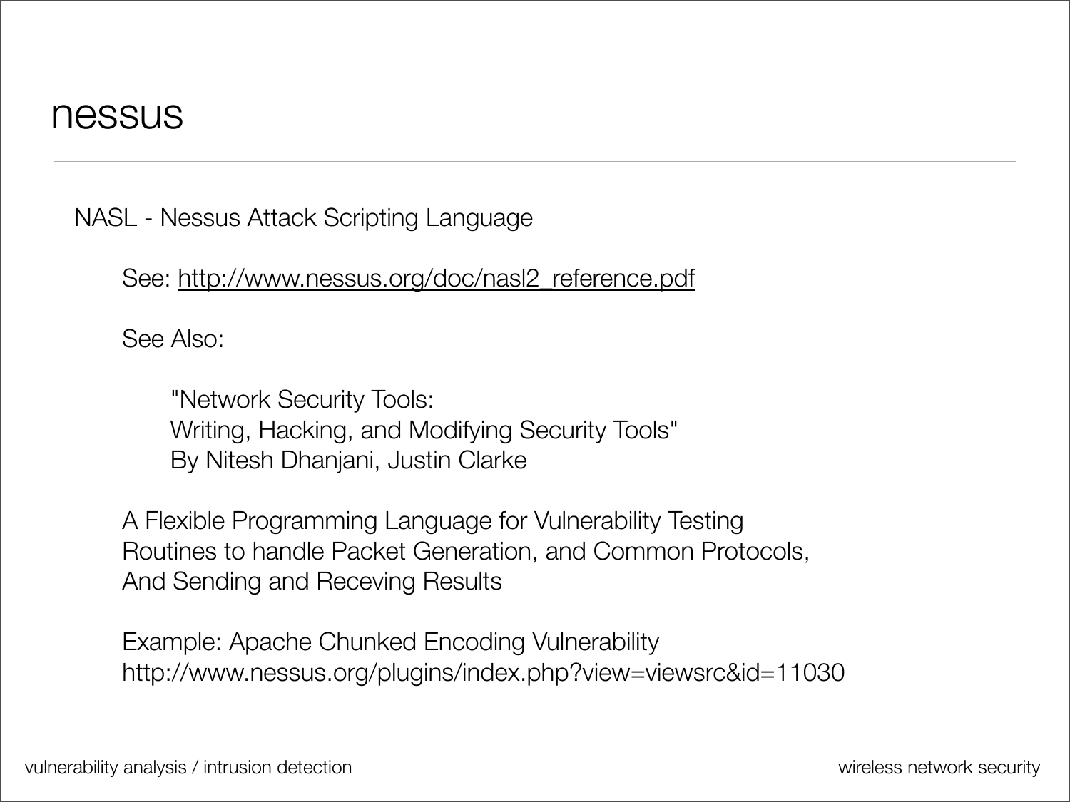# nessus

NASL - Nessus Attack Scripting Language

See: http://www.nessus.org/doc/nasl2_reference.pdf

See Also:

"Network Security Tools:
Writing, Hacking, and Modifying Security Tools"
By Nitesh Dhanjani, Justin Clarke

A Flexible Programming Language for Vulnerability Testing
Routines to handle Packet Generation, and Common Protocols,
And Sending and Receving Results

Example: Apache Chunked Encoding Vulnerability
http://www.nessus.org/plugins/index.php?view=viewsrc&id=11030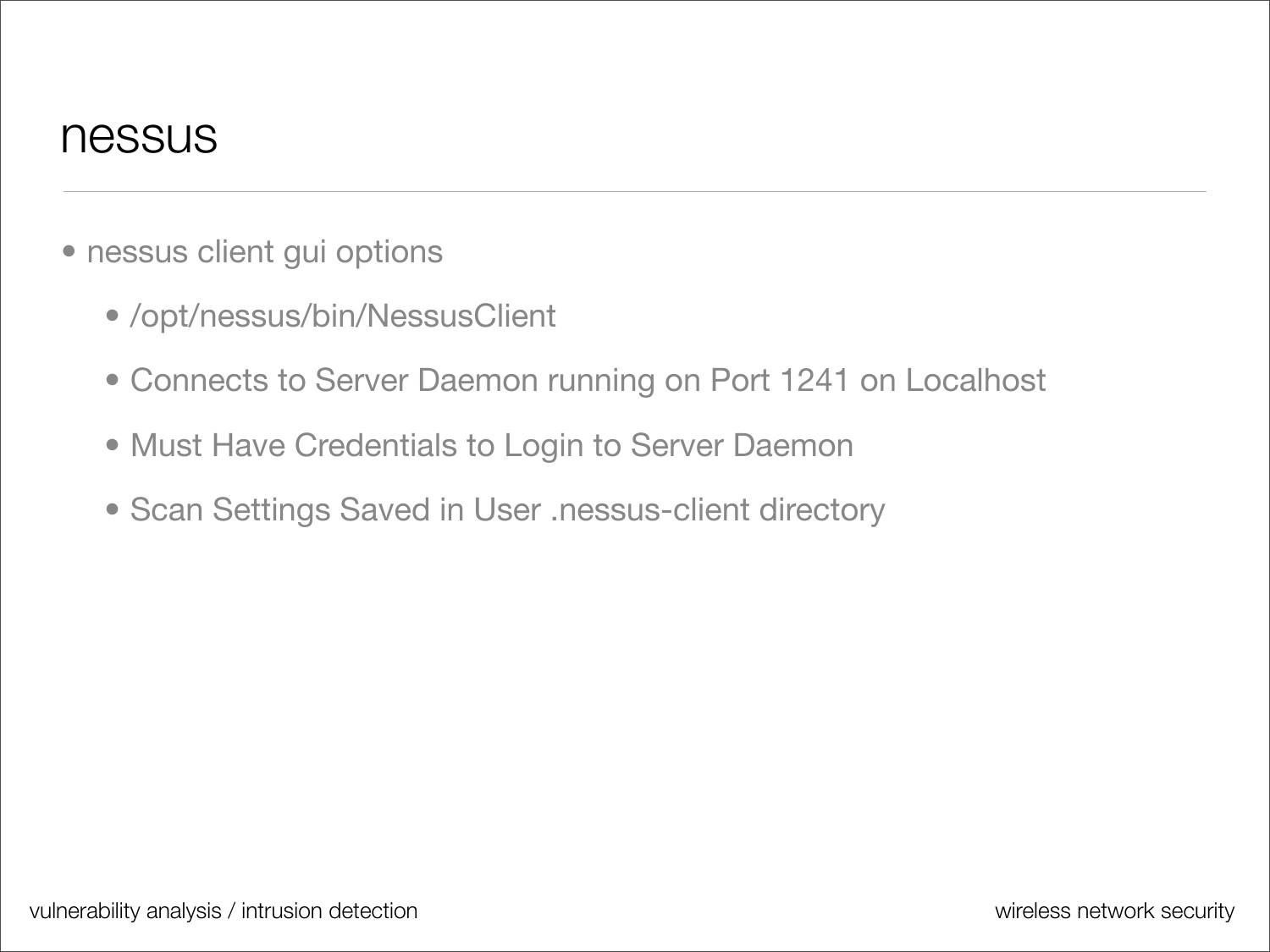# nessus

- nessus client gui options
  - /opt/nessus/bin/NessusClient
  - Connects to Server Daemon running on Port 1241 on Localhost
  - Must Have Credentials to Login to Server Daemon
  - Scan Settings Saved in User .nessus-client directory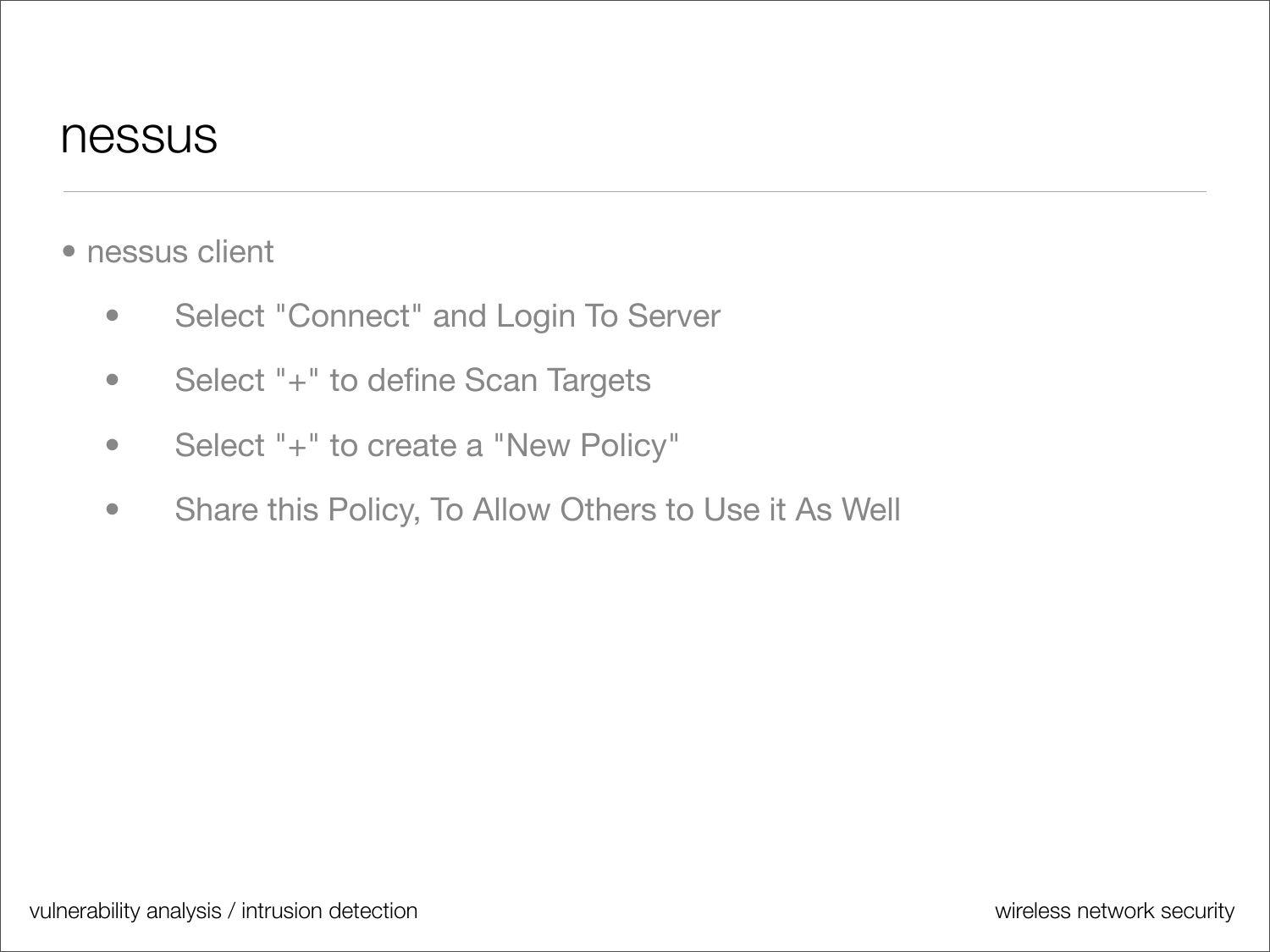# nessus

- nessus client
  - Select "Connect" and Login To Server
  - Select "+" to define Scan Targets
  - Select "+" to create a "New Policy"
  - Share this Policy, To Allow Others to Use it As Well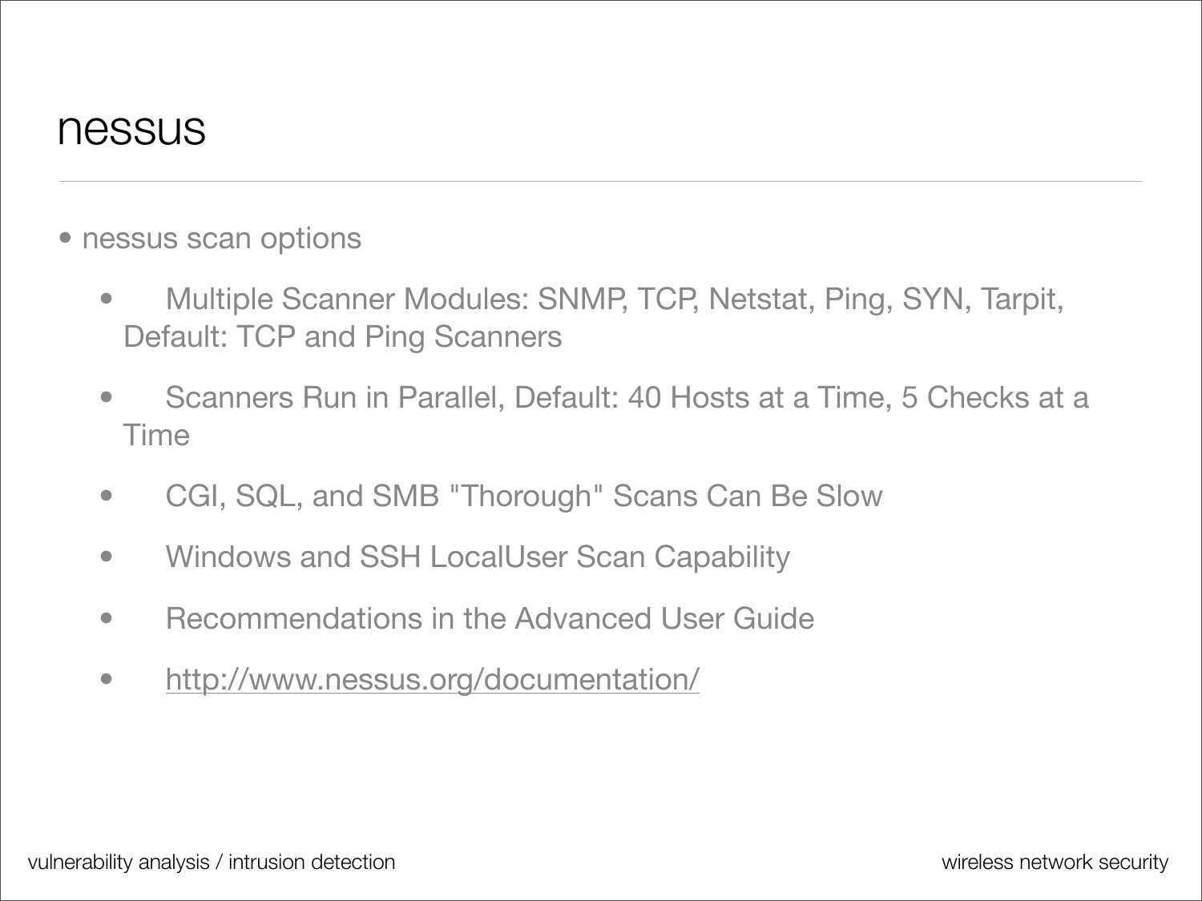# nessus

- nessus scan options
  - Multiple Scanner Modules: SNMP, TCP, Netstat, Ping, SYN, Tarpit, Default: TCP and Ping Scanners
  - Scanners Run in Parallel, Default: 40 Hosts at a Time, 5 Checks at a Time
  - CGI, SQL, and SMB "Thorough" Scans Can Be Slow
  - Windows and SSH LocalUser Scan Capability
  - Recommendations in the Advanced User Guide
  - http://www.nessus.org/documentation/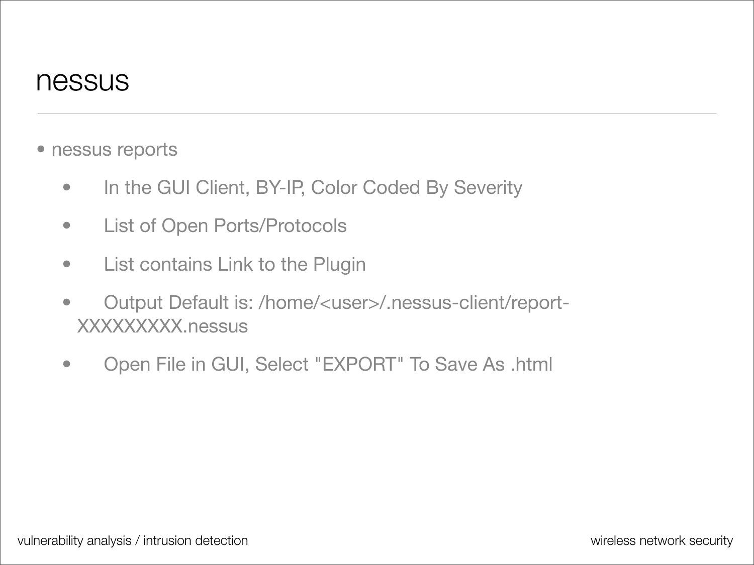# nessus

- nessus reports
  - In the GUI Client, BY-IP, Color Coded By Severity
  - List of Open Ports/Protocols
  - List contains Link to the Plugin
  - Output Default is: /home/<user>/.nessus-client/report-XXXXXXXXX.nessus
  - Open File in GUI, Select "EXPORT" To Save As .html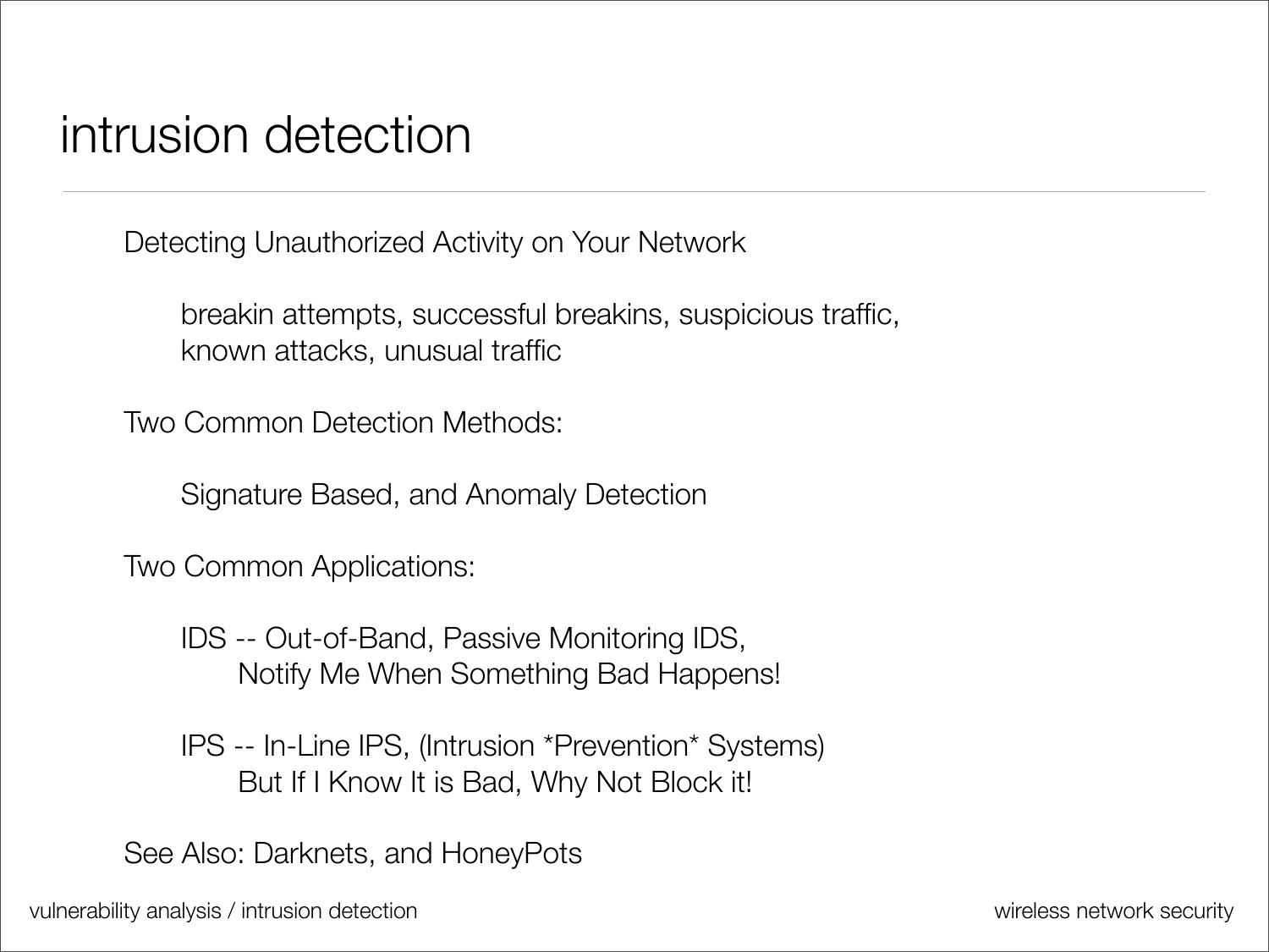# intrusion detection

Detecting Unauthorized Activity on Your Network

- breakin attempts, successful breakins, suspicious traffic, known attacks, unusual traffic

Two Common Detection Methods:

- Signature Based, and Anomaly Detection

Two Common Applications:

- IDS -- Out-of-Band, Passive Monitoring IDS,
  - Notify Me When Something Bad Happens!
- IPS -- In-Line IPS, (Intrusion *Prevention* Systems)
  - But If I Know It is Bad, Why Not Block it!

See Also: Darknets, and HoneyPots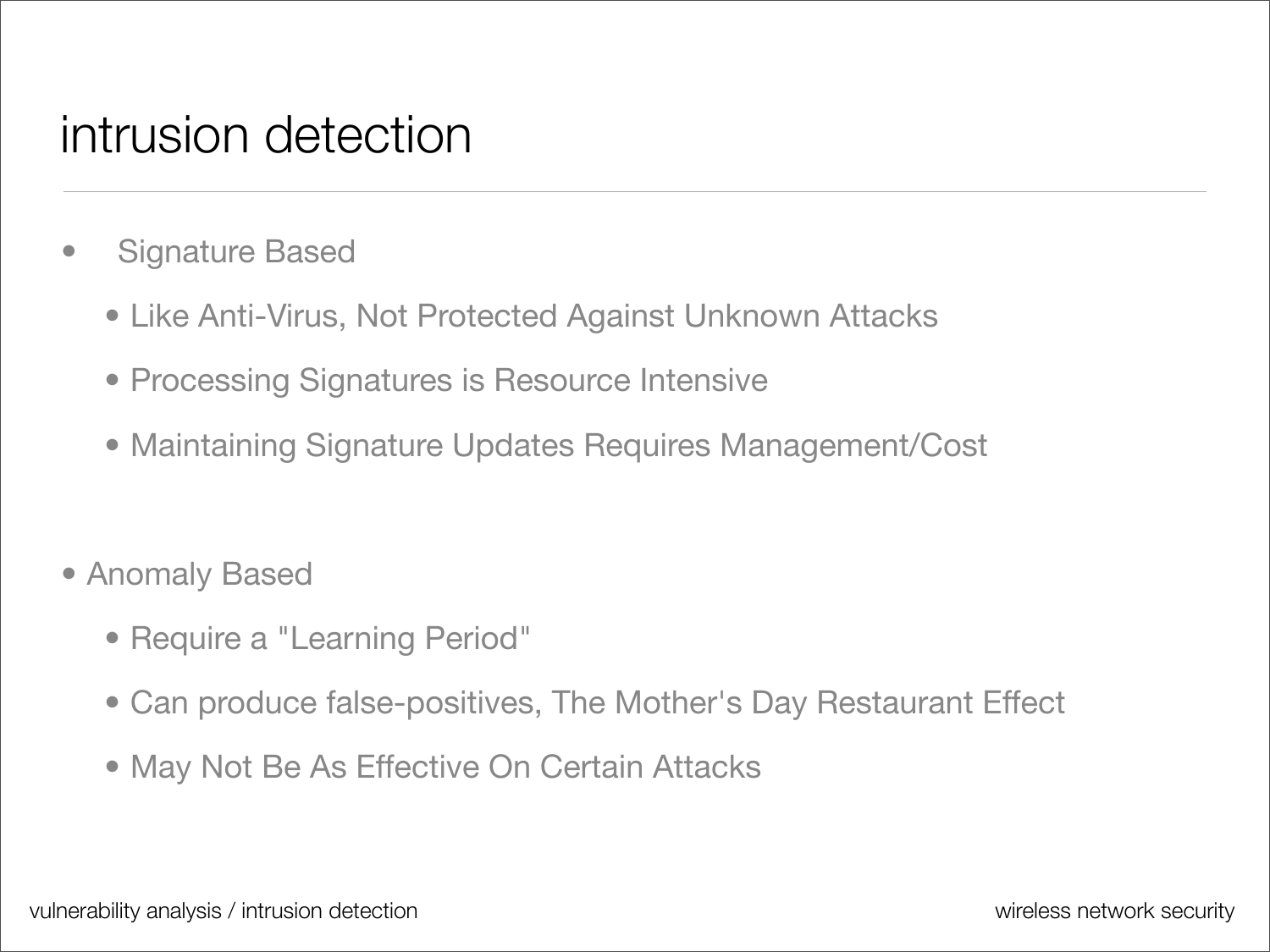# intrusion detection

- Signature Based
  - Like Anti-Virus, Not Protected Against Unknown Attacks
  - Processing Signatures is Resource Intensive
  - Maintaining Signature Updates Requires Management/Cost

- Anomaly Based
  - Require a "Learning Period"
  - Can produce false-positives, The Mother's Day Restaurant Effect
  - May Not Be As Effective On Certain Attacks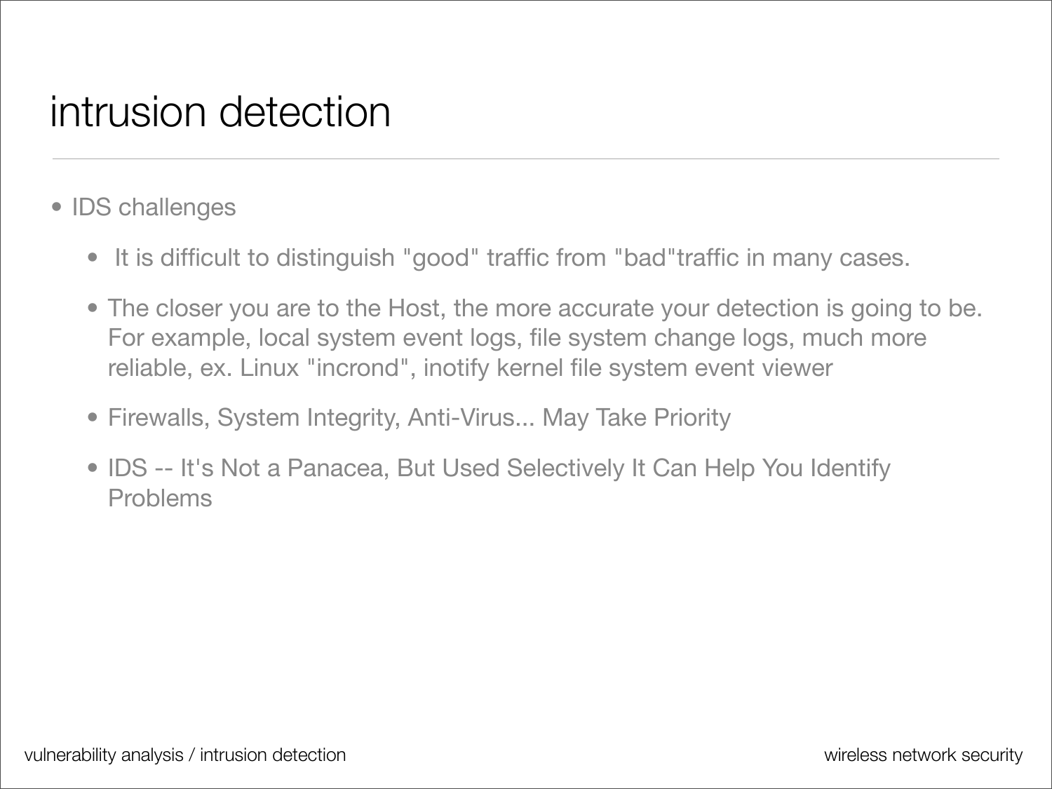# intrusion detection

- IDS challenges
  - It is difficult to distinguish "good" traffic from "bad"traffic in many cases.
  - The closer you are to the Host, the more accurate your detection is going to be. For example, local system event logs, file system change logs, much more reliable, ex. Linux "incrond", inotify kernel file system event viewer
  - Firewalls, System Integrity, Anti-Virus... May Take Priority
  - IDS -- It's Not a Panacea, But Used Selectively It Can Help You Identify Problems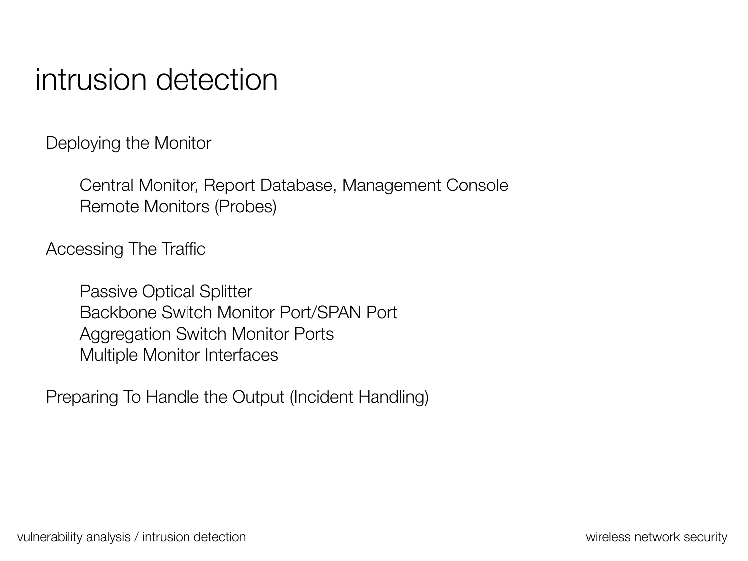# intrusion detection

Deploying the Monitor

- Central Monitor, Report Database, Management Console
- Remote Monitors (Probes)

Accessing The Traffic

- Passive Optical Splitter
- Backbone Switch Monitor Port/SPAN Port
- Aggregation Switch Monitor Ports
- Multiple Monitor Interfaces

Preparing To Handle the Output (Incident Handling)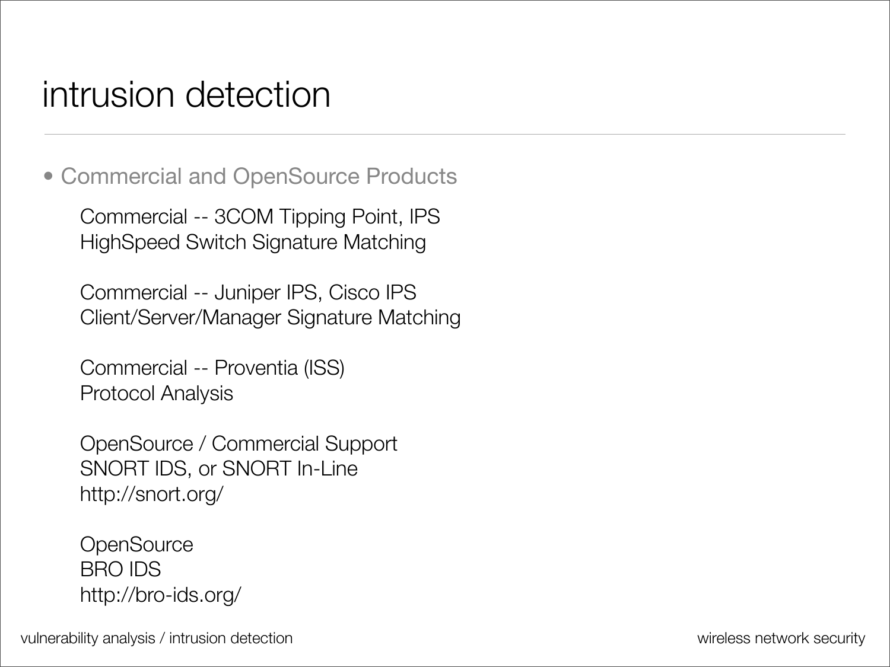# intrusion detection

- Commercial and OpenSource Products

  Commercial -- 3COM Tipping Point, IPS
  HighSpeed Switch Signature Matching

  Commercial -- Juniper IPS, Cisco IPS
  Client/Server/Manager Signature Matching

  Commercial -- Proventia (ISS)
  Protocol Analysis

  OpenSource / Commercial Support
  SNORT IDS, or SNORT In-Line
  http://snort.org/

  OpenSource
  BRO IDS
  http://bro-ids.org/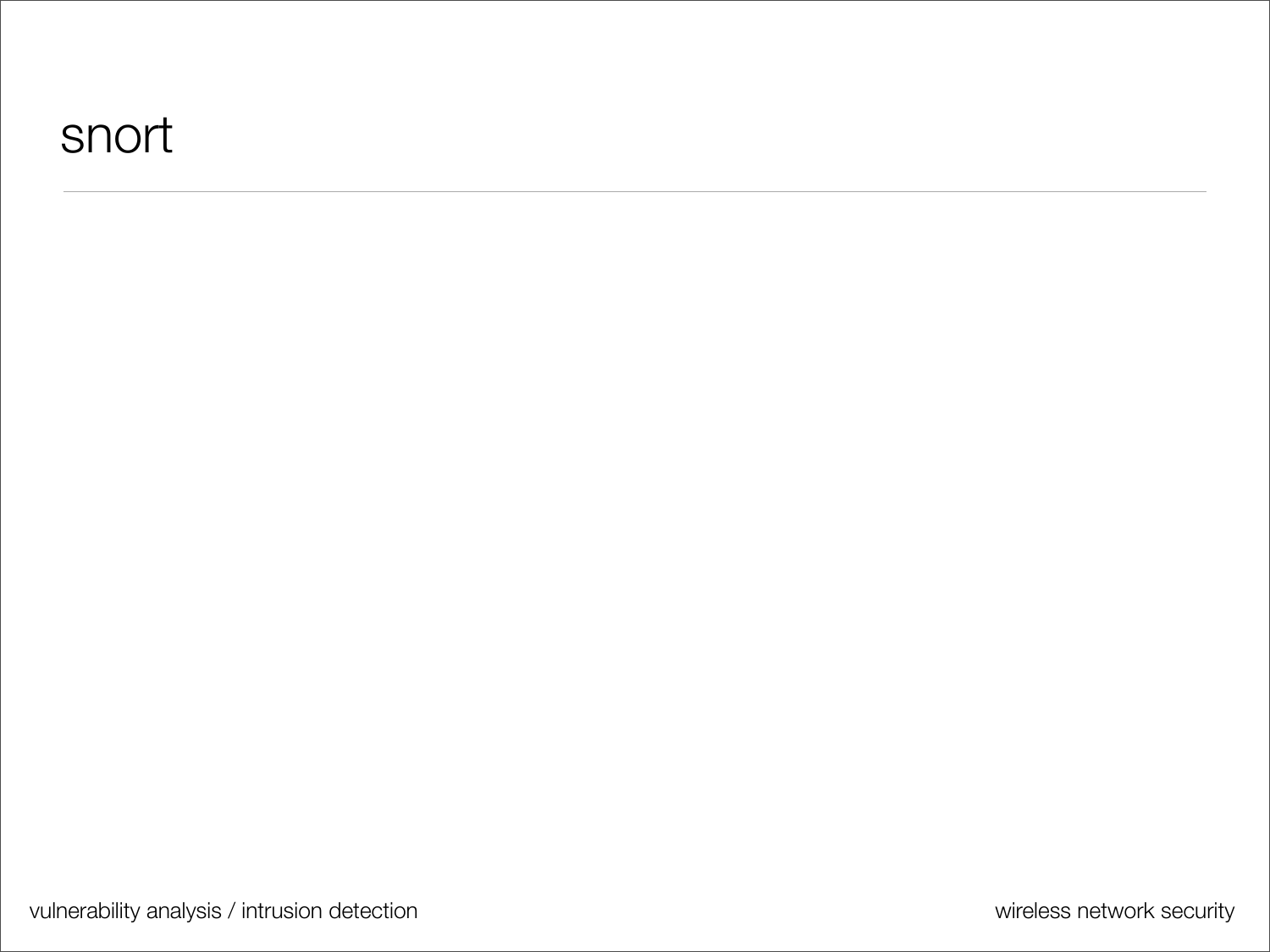# snort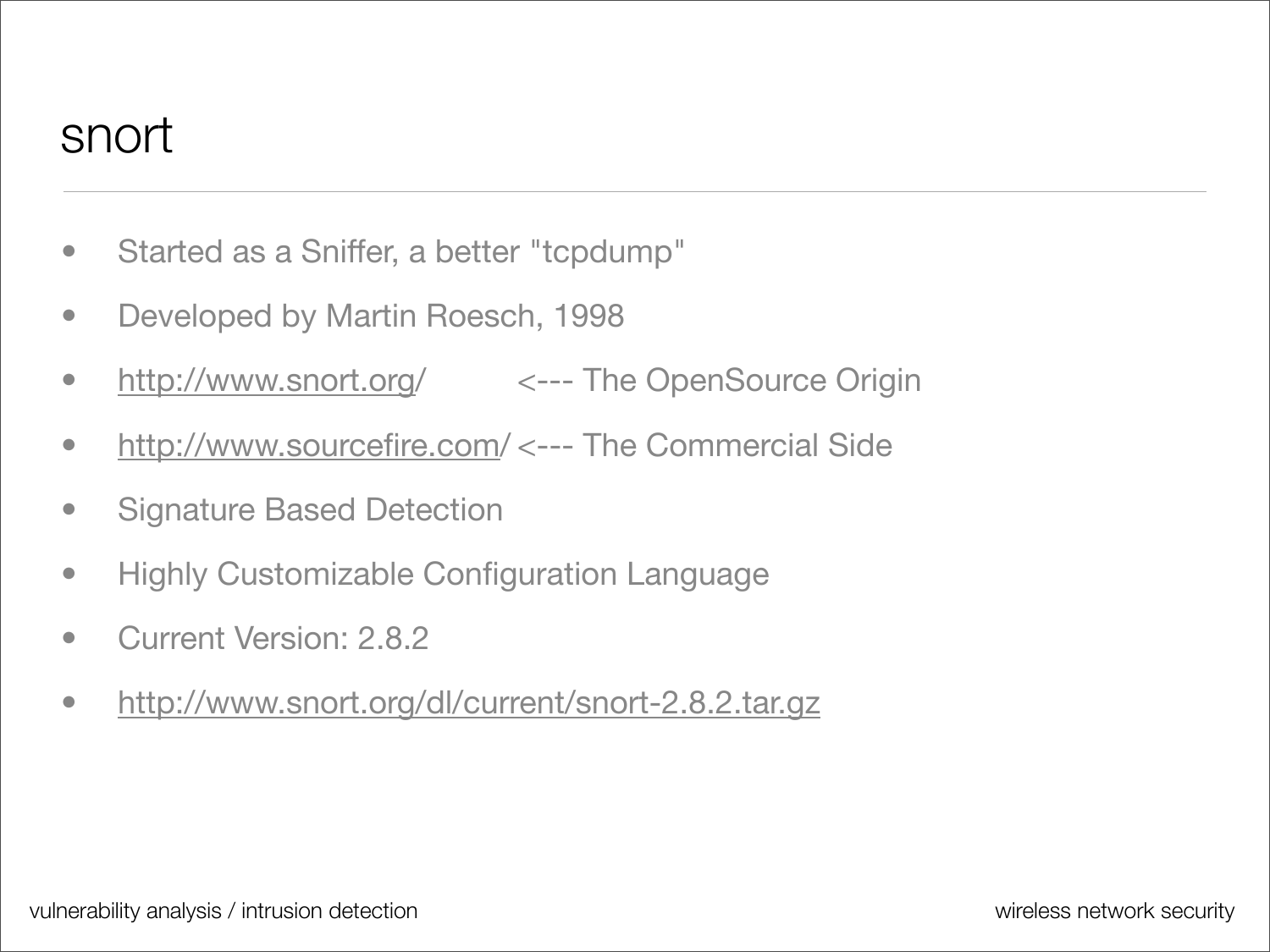# snort

- Started as a Sniffer, a better "tcpdump"
- Developed by Martin Roesch, 1998
- http://www.snort.org/ <--- The OpenSource Origin
- http://www.sourcefire.com/ <--- The Commercial Side
- Signature Based Detection
- Highly Customizable Configuration Language
- Current Version: 2.8.2
- http://www.snort.org/dl/current/snort-2.8.2.tar.gz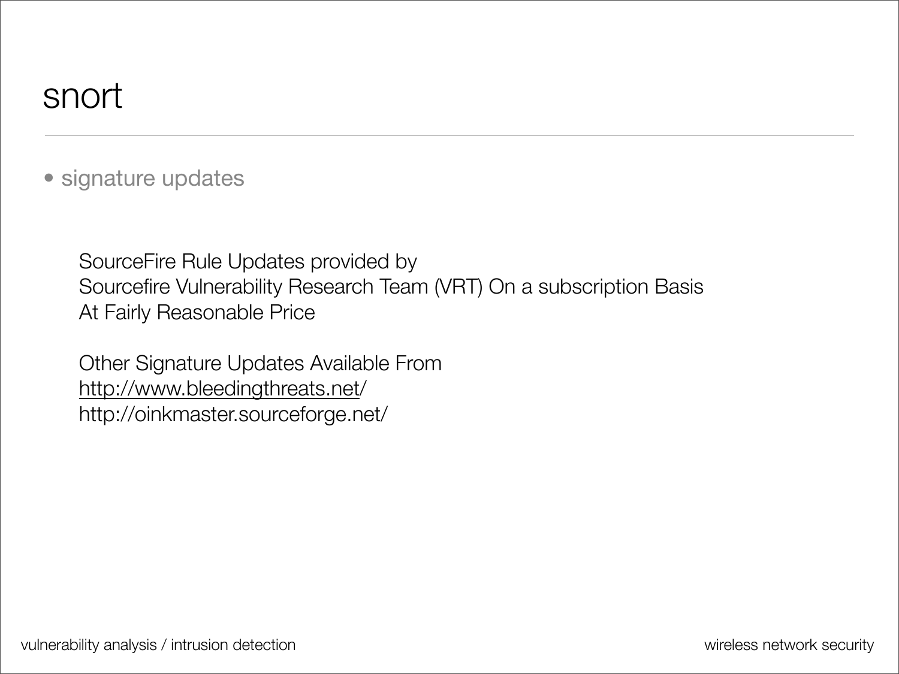# snort

- signature updates

SourceFire Rule Updates provided by
Sourcefire Vulnerability Research Team (VRT) On a subscription Basis
At Fairly Reasonable Price

Other Signature Updates Available From
http://www.bleedingthreats.net/
http://oinkmaster.sourceforge.net/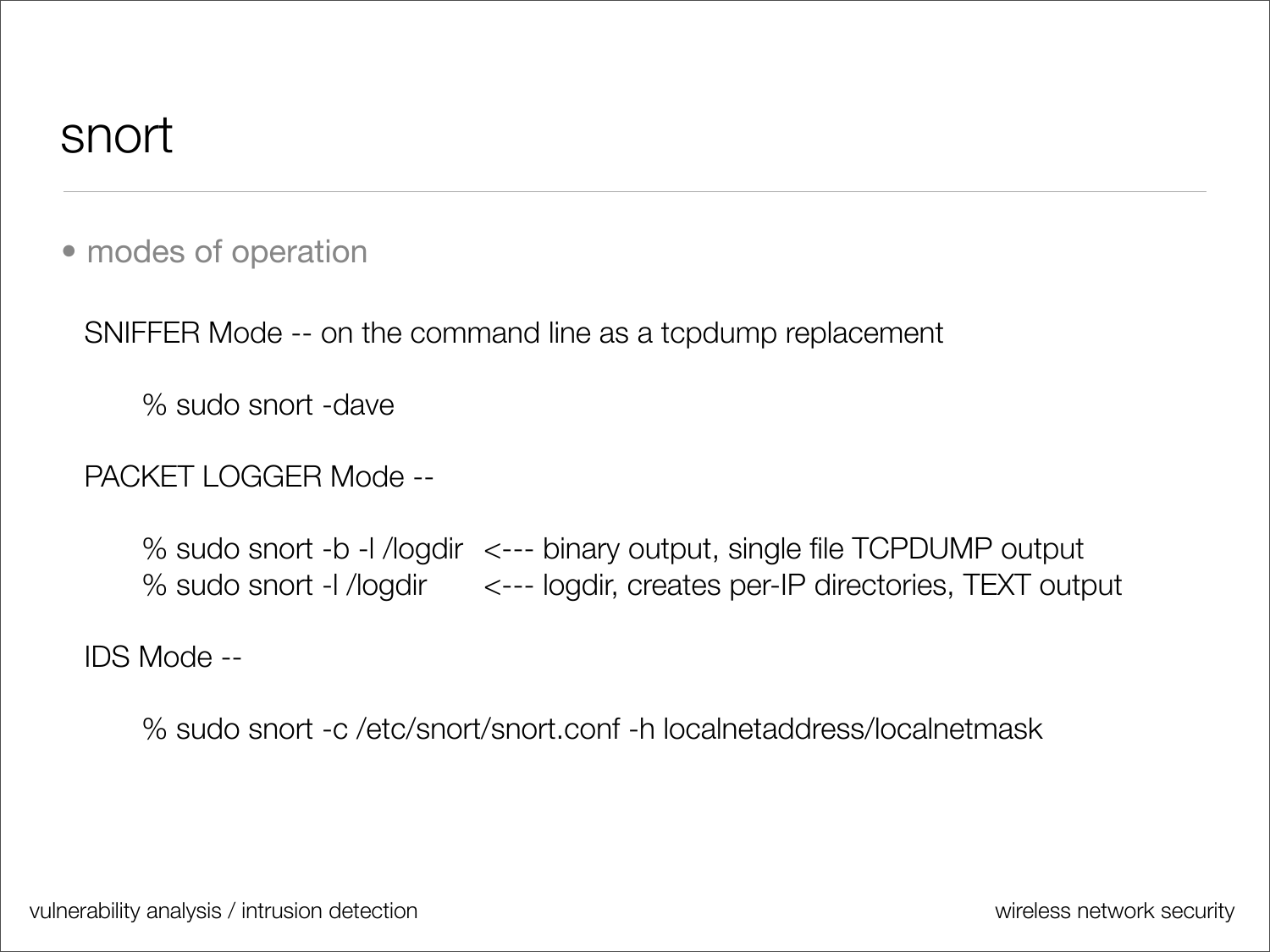# snort

- modes of operation

SNIFFER Mode -- on the command line as a tcpdump replacement

```
% sudo snort -dave
```

PACKET LOGGER Mode --

```
% sudo snort -b -l /logdir   <--- binary output, single file TCPDUMP output
% sudo snort -l /logdir      <--- logdir, creates per-IP directories, TEXT output
```

IDS Mode --

```
% sudo snort -c /etc/snort/snort.conf -h localnetaddress/localnetmask
```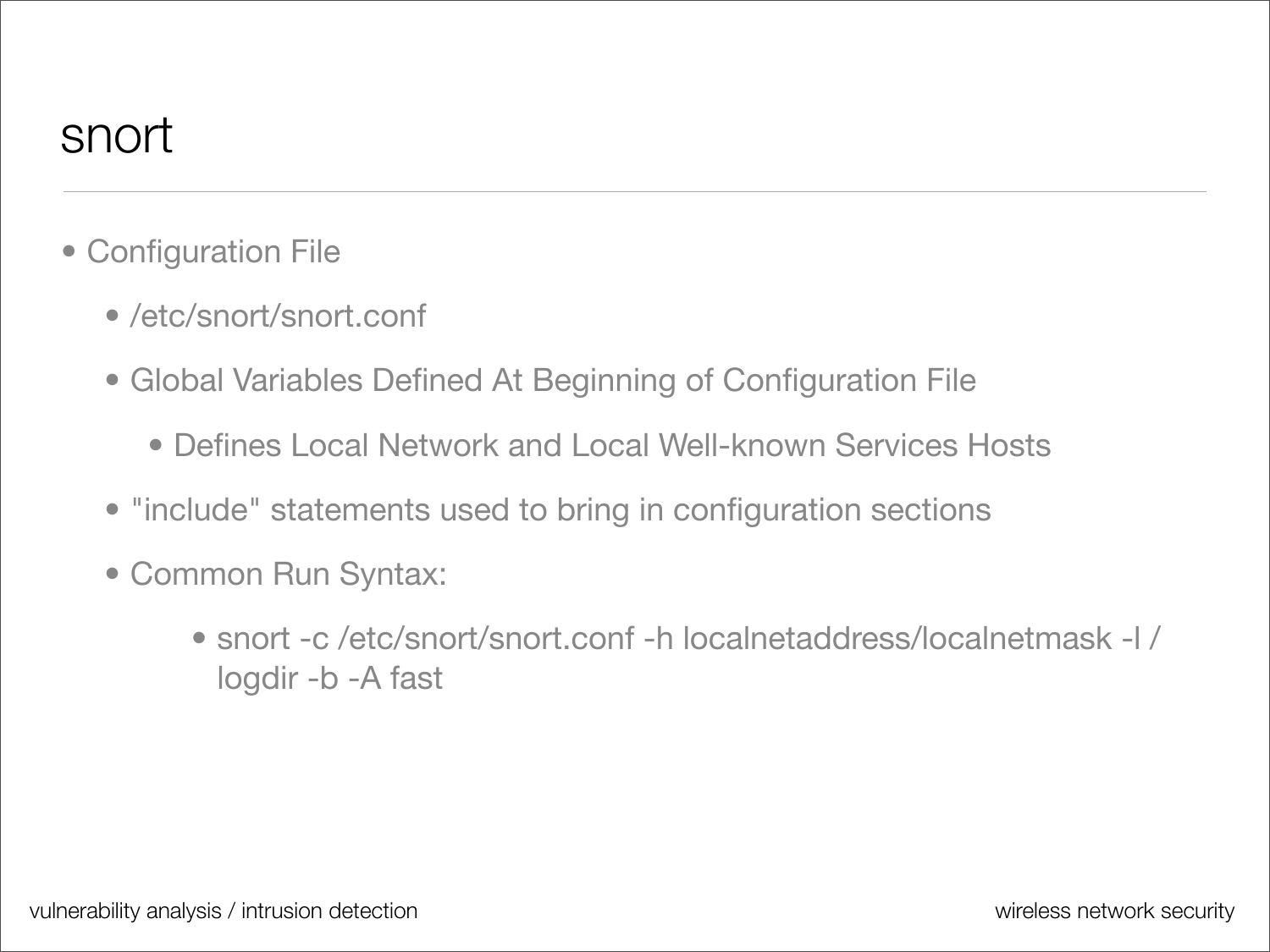# snort

- Configuration File
  - /etc/snort/snort.conf
  - Global Variables Defined At Beginning of Configuration File
    - Defines Local Network and Local Well-known Services Hosts
  - "include" statements used to bring in configuration sections
  - Common Run Syntax:
    - snort -c /etc/snort/snort.conf -h localnetaddress/localnetmask -l /logdir -b -A fast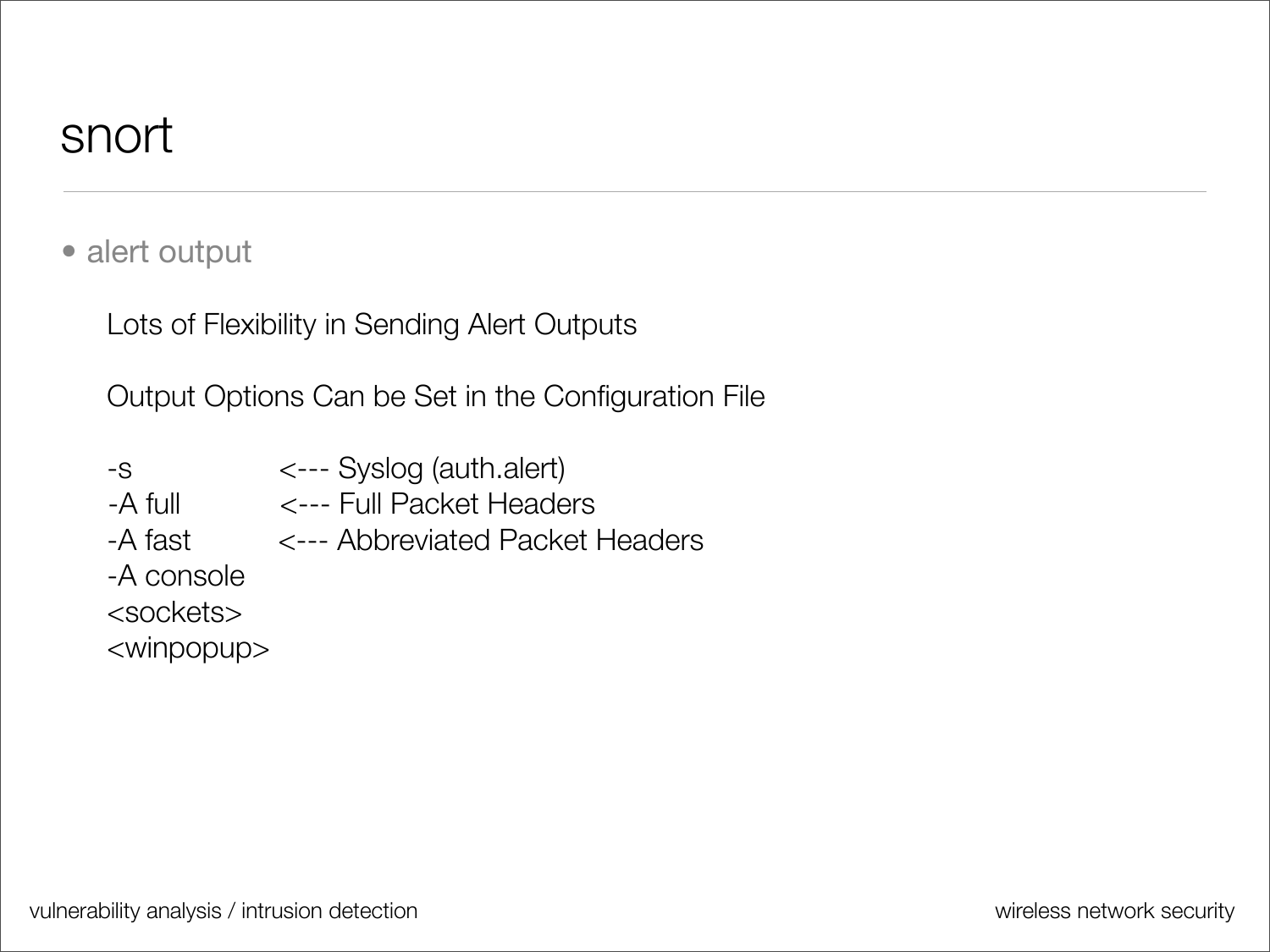# snort

- alert output

  Lots of Flexibility in Sending Alert Outputs

  Output Options Can be Set in the Configuration File

```
-s              <--- Syslog (auth.alert)
-A full         <--- Full Packet Headers
-A fast         <--- Abbreviated Packet Headers
-A console
<sockets>
<winpopup>
```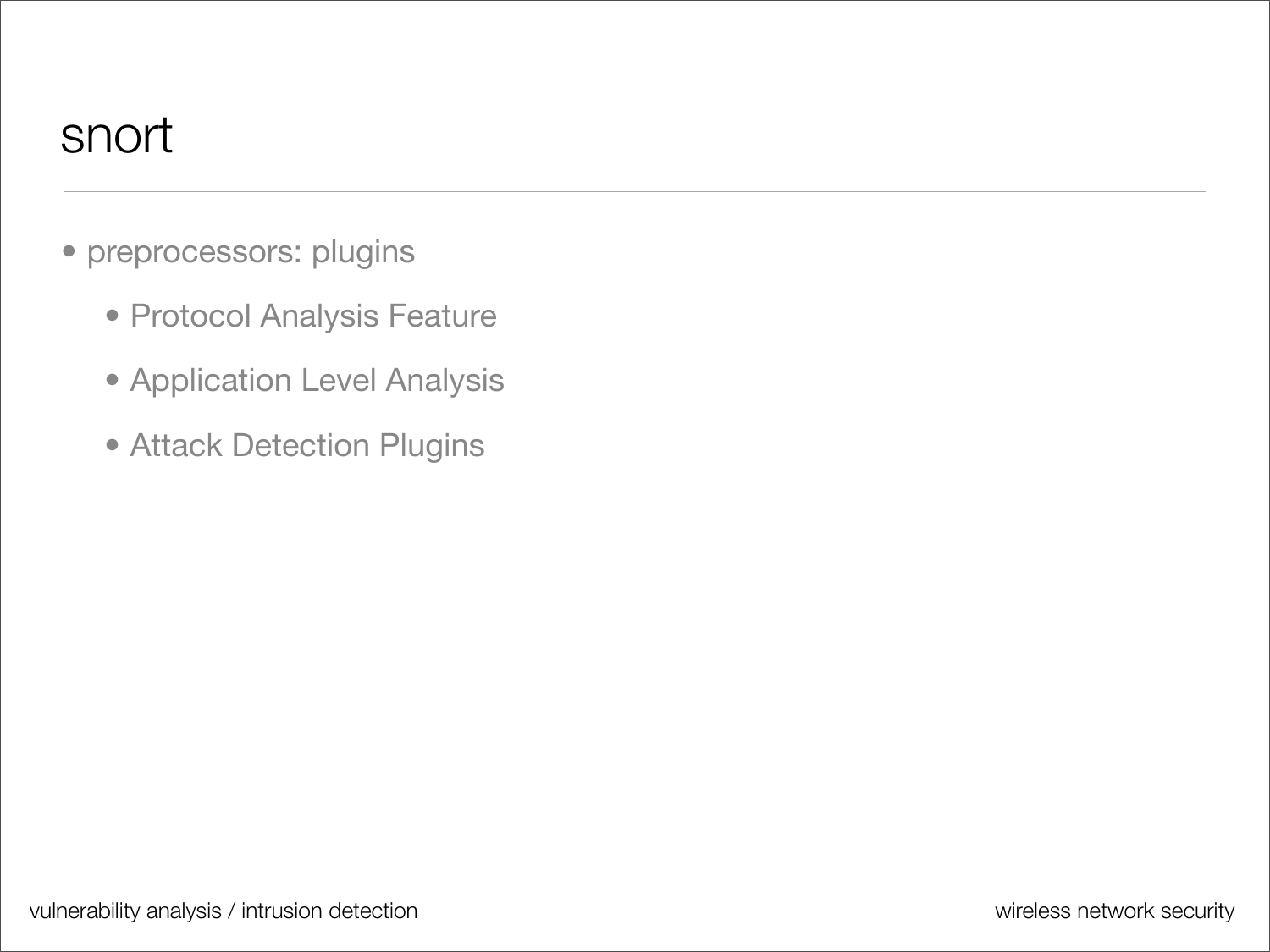# snort

- preprocessors: plugins
  - Protocol Analysis Feature
  - Application Level Analysis
  - Attack Detection Plugins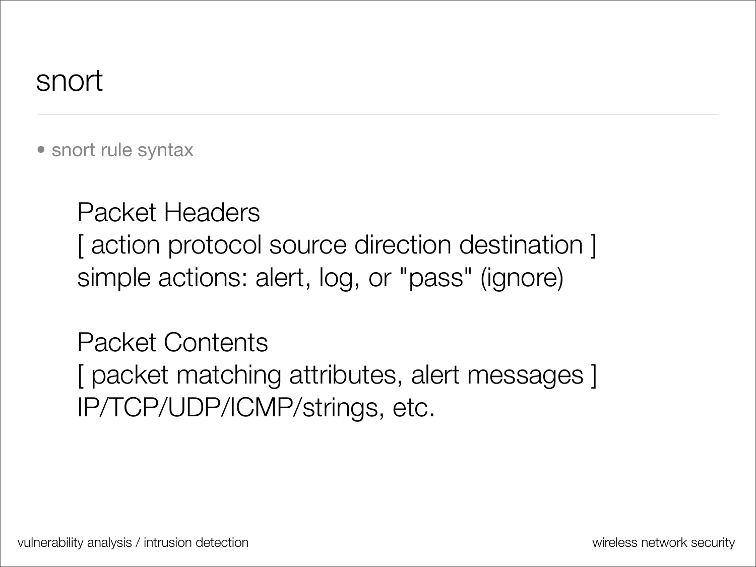# snort

- snort rule syntax

Packet Headers
[ action protocol source direction destination ]
simple actions: alert, log, or "pass" (ignore)

Packet Contents
[ packet matching attributes, alert messages ]
IP/TCP/UDP/ICMP/strings, etc.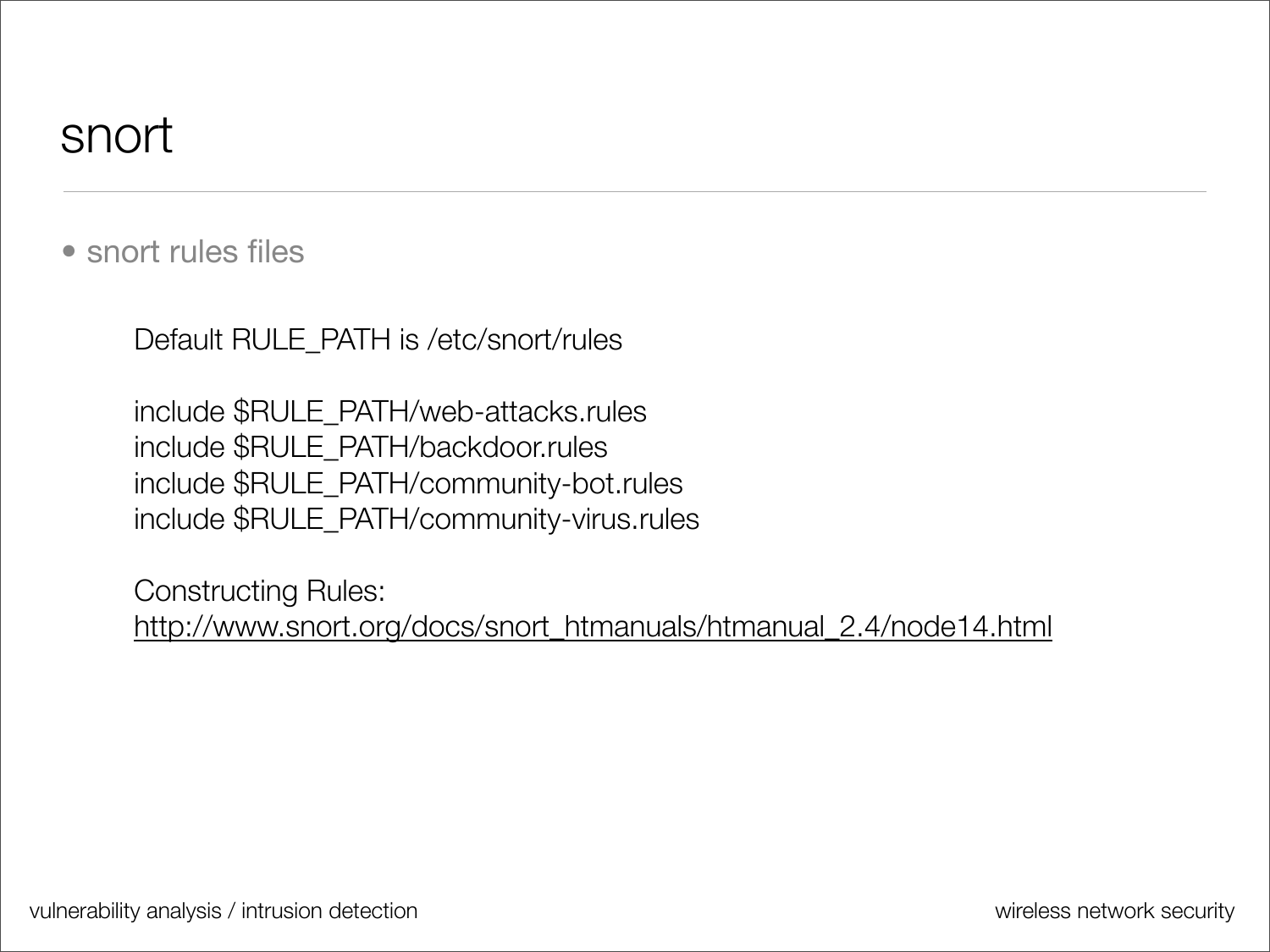# snort

- snort rules files

Default RULE_PATH is /etc/snort/rules

```
include $RULE_PATH/web-attacks.rules
include $RULE_PATH/backdoor.rules
include $RULE_PATH/community-bot.rules
include $RULE_PATH/community-virus.rules
```

Constructing Rules:
http://www.snort.org/docs/snort_htmanuals/htmanual_2.4/node14.html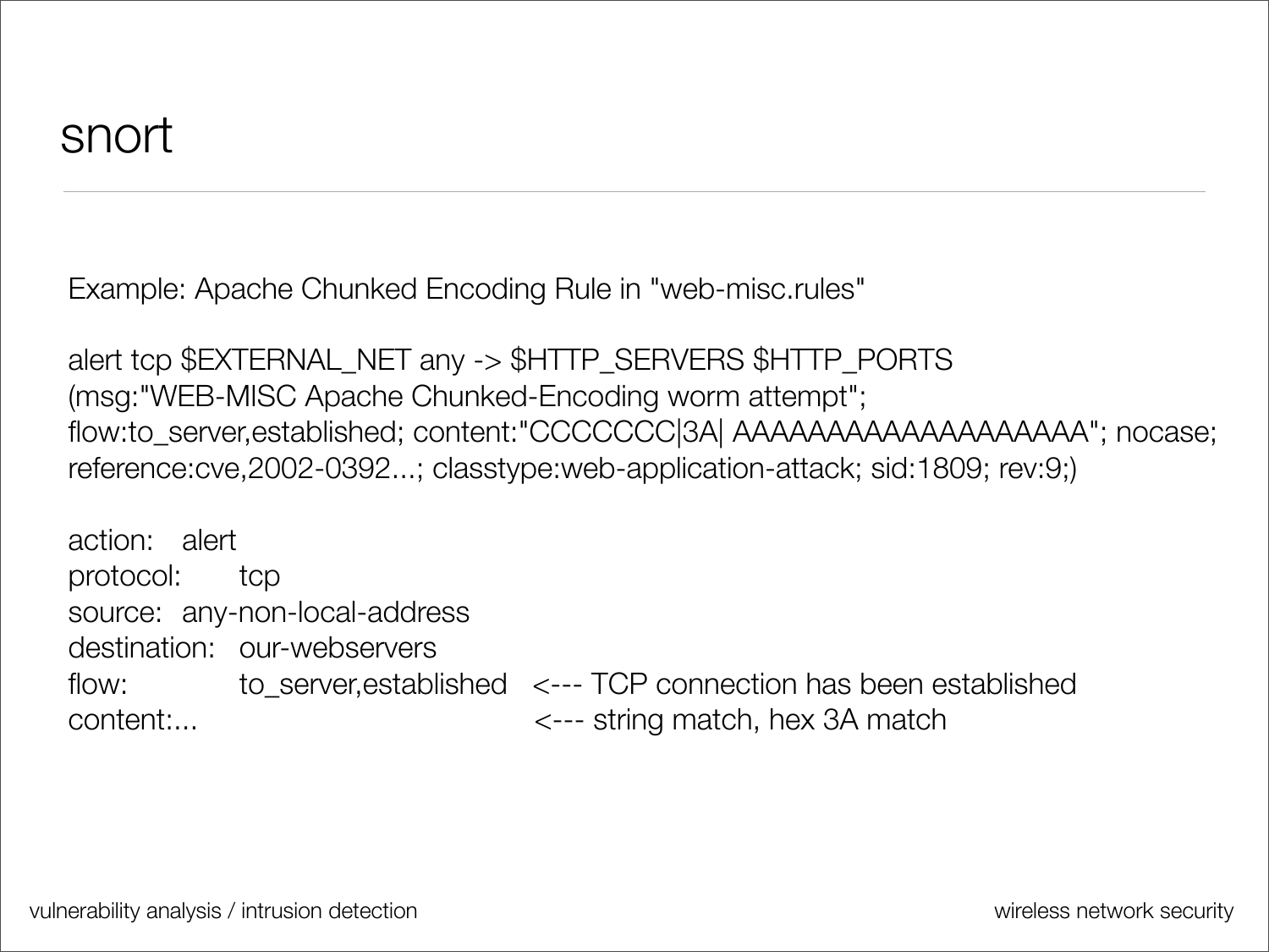# snort

Example: Apache Chunked Encoding Rule in "web-misc.rules"

```
alert tcp $EXTERNAL_NET any -> $HTTP_SERVERS $HTTP_PORTS
(msg:"WEB-MISC Apache Chunked-Encoding worm attempt";
flow:to_server,established; content:"CCCCCCC|3A| AAAAAAAAAAAAAAAAAAA"; nocase;
reference:cve,2002-0392...; classtype:web-application-attack; sid:1809; rev:9;)
```

action: alert
protocol: tcp
source: any-non-local-address
destination: our-webservers
flow: to_server,established <--- TCP connection has been established
content:... <--- string match, hex 3A match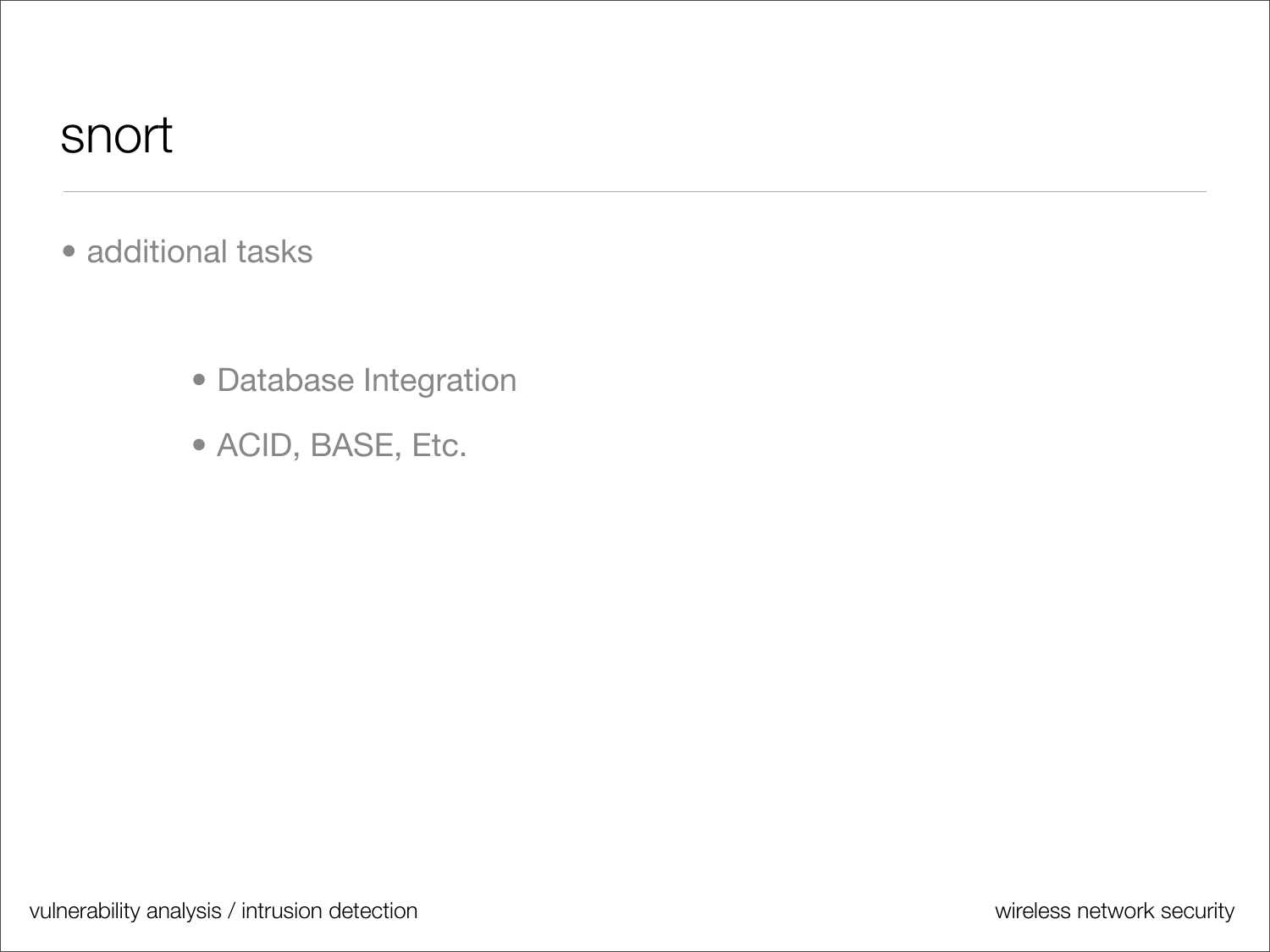# snort

- additional tasks
    - Database Integration
    - ACID, BASE, Etc.